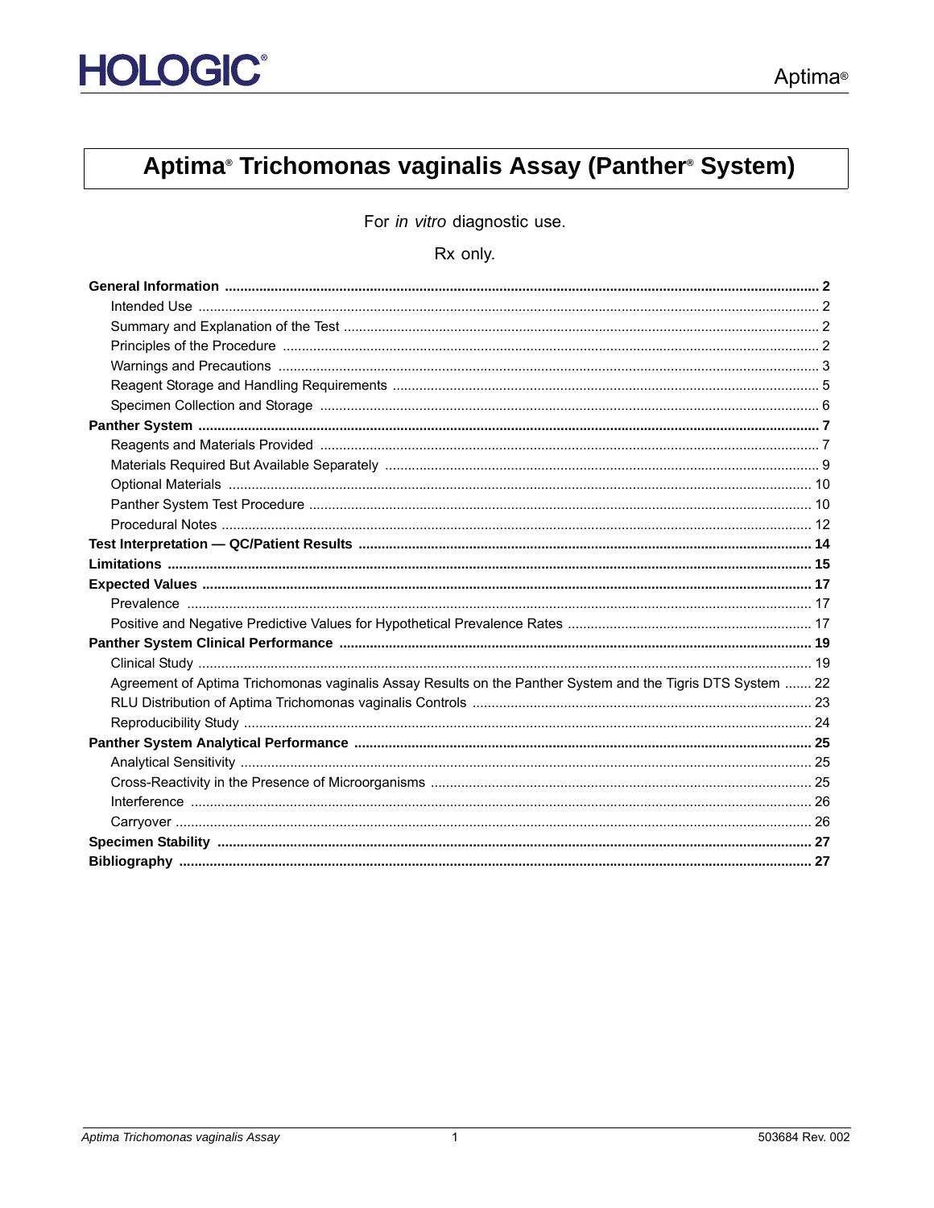# Aptima® Trichomonas vaginalis Assay (Panther® System)

For *in vitro* diagnostic use.

Rx only.

**General Information** .......... **2**
- Intended Use .......... 2
- Summary and Explanation of the Test .......... 2
- Principles of the Procedure .......... 2
- Warnings and Precautions .......... 3
- Reagent Storage and Handling Requirements .......... 5
- Specimen Collection and Storage .......... 6

**Panther System** .......... **7**
- Reagents and Materials Provided .......... 7
- Materials Required But Available Separately .......... 9
- Optional Materials .......... 10
- Panther System Test Procedure .......... 10
- Procedural Notes .......... 12

**Test Interpretation — QC/Patient Results** .......... **14**

**Limitations** .......... **15**

**Expected Values** .......... **17**
- Prevalence .......... 17
- Positive and Negative Predictive Values for Hypothetical Prevalence Rates .......... 17

**Panther System Clinical Performance** .......... **19**
- Clinical Study .......... 19
- Agreement of Aptima Trichomonas vaginalis Assay Results on the Panther System and the Tigris DTS System .......... 22
- RLU Distribution of Aptima Trichomonas vaginalis Controls .......... 23
- Reproducibility Study .......... 24

**Panther System Analytical Performance** .......... **25**
- Analytical Sensitivity .......... 25
- Cross-Reactivity in the Presence of Microorganisms .......... 25
- Interference .......... 26
- Carryover .......... 26

**Specimen Stability** .......... **27**

**Bibliography** .......... **27**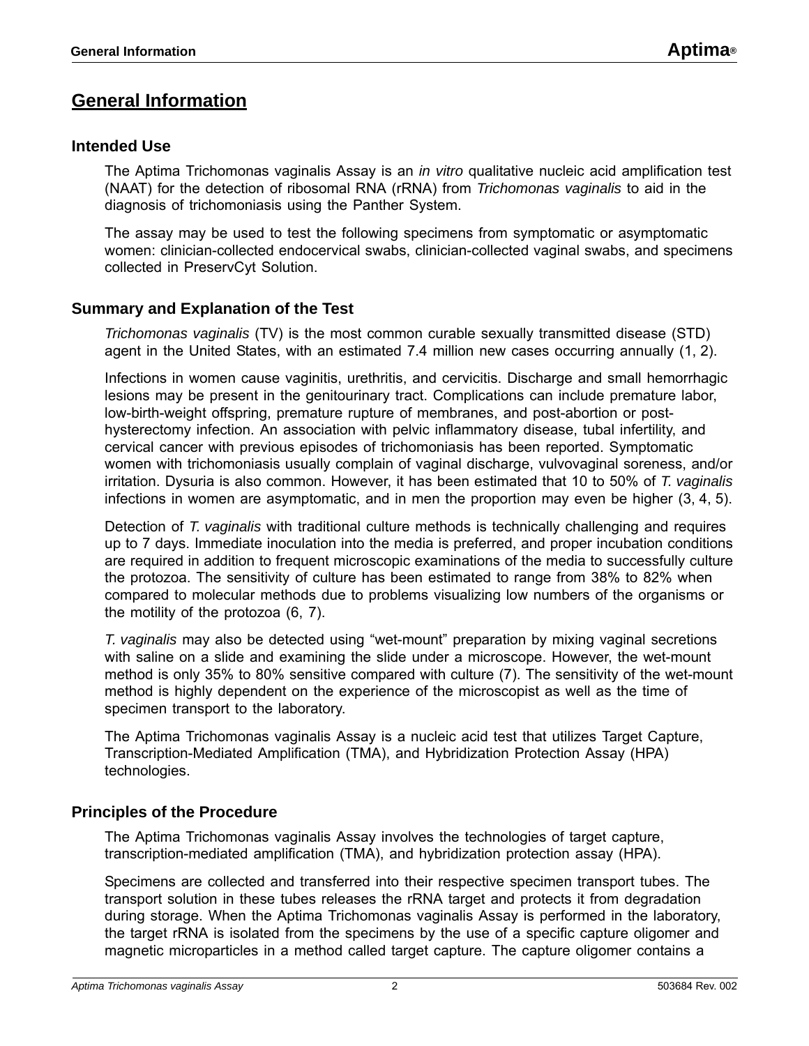# General Information

## Intended Use

The Aptima Trichomonas vaginalis Assay is an *in vitro* qualitative nucleic acid amplification test (NAAT) for the detection of ribosomal RNA (rRNA) from *Trichomonas vaginalis* to aid in the diagnosis of trichomoniasis using the Panther System.

The assay may be used to test the following specimens from symptomatic or asymptomatic women: clinician-collected endocervical swabs, clinician-collected vaginal swabs, and specimens collected in PreservCyt Solution.

## Summary and Explanation of the Test

*Trichomonas vaginalis* (TV) is the most common curable sexually transmitted disease (STD) agent in the United States, with an estimated 7.4 million new cases occurring annually (1, 2).

Infections in women cause vaginitis, urethritis, and cervicitis. Discharge and small hemorrhagic lesions may be present in the genitourinary tract. Complications can include premature labor, low-birth-weight offspring, premature rupture of membranes, and post-abortion or post-hysterectomy infection. An association with pelvic inflammatory disease, tubal infertility, and cervical cancer with previous episodes of trichomoniasis has been reported. Symptomatic women with trichomoniasis usually complain of vaginal discharge, vulvovaginal soreness, and/or irritation. Dysuria is also common. However, it has been estimated that 10 to 50% of *T. vaginalis* infections in women are asymptomatic, and in men the proportion may even be higher (3, 4, 5).

Detection of *T. vaginalis* with traditional culture methods is technically challenging and requires up to 7 days. Immediate inoculation into the media is preferred, and proper incubation conditions are required in addition to frequent microscopic examinations of the media to successfully culture the protozoa. The sensitivity of culture has been estimated to range from 38% to 82% when compared to molecular methods due to problems visualizing low numbers of the organisms or the motility of the protozoa (6, 7).

*T. vaginalis* may also be detected using "wet-mount" preparation by mixing vaginal secretions with saline on a slide and examining the slide under a microscope. However, the wet-mount method is only 35% to 80% sensitive compared with culture (7). The sensitivity of the wet-mount method is highly dependent on the experience of the microscopist as well as the time of specimen transport to the laboratory.

The Aptima Trichomonas vaginalis Assay is a nucleic acid test that utilizes Target Capture, Transcription-Mediated Amplification (TMA), and Hybridization Protection Assay (HPA) technologies.

## Principles of the Procedure

The Aptima Trichomonas vaginalis Assay involves the technologies of target capture, transcription-mediated amplification (TMA), and hybridization protection assay (HPA).

Specimens are collected and transferred into their respective specimen transport tubes. The transport solution in these tubes releases the rRNA target and protects it from degradation during storage. When the Aptima Trichomonas vaginalis Assay is performed in the laboratory, the target rRNA is isolated from the specimens by the use of a specific capture oligomer and magnetic microparticles in a method called target capture. The capture oligomer contains a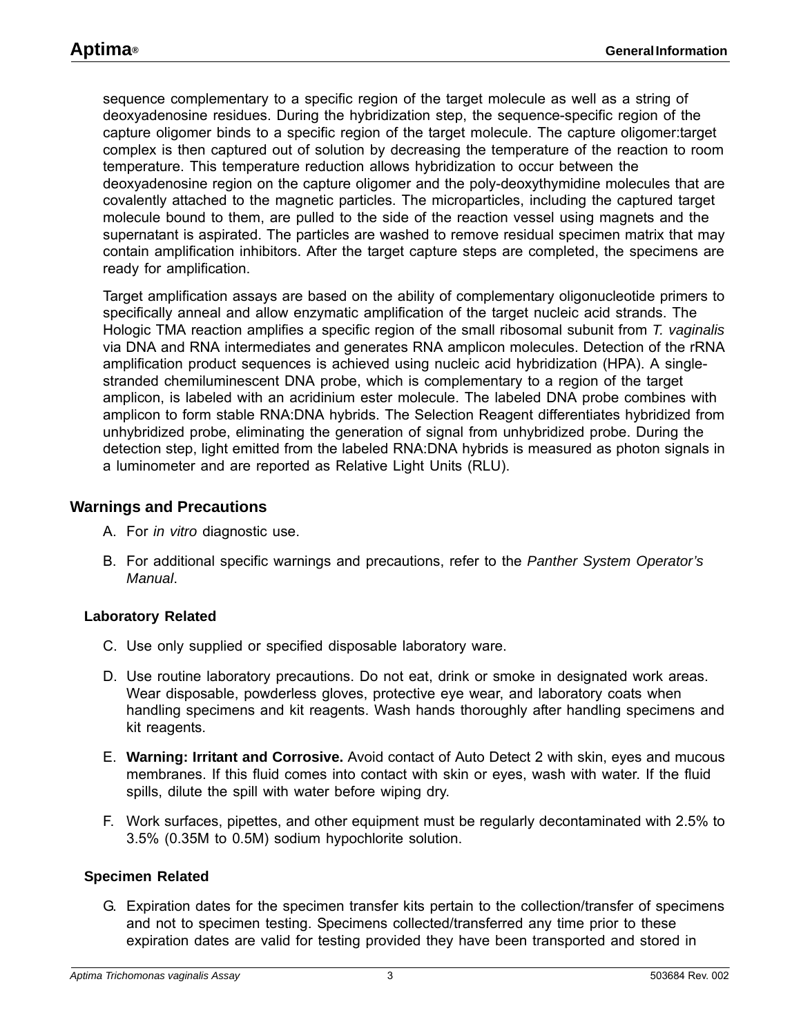sequence complementary to a specific region of the target molecule as well as a string of deoxyadenosine residues. During the hybridization step, the sequence-specific region of the capture oligomer binds to a specific region of the target molecule. The capture oligomer:target complex is then captured out of solution by decreasing the temperature of the reaction to room temperature. This temperature reduction allows hybridization to occur between the deoxyadenosine region on the capture oligomer and the poly-deoxythymidine molecules that are covalently attached to the magnetic particles. The microparticles, including the captured target molecule bound to them, are pulled to the side of the reaction vessel using magnets and the supernatant is aspirated. The particles are washed to remove residual specimen matrix that may contain amplification inhibitors. After the target capture steps are completed, the specimens are ready for amplification.

Target amplification assays are based on the ability of complementary oligonucleotide primers to specifically anneal and allow enzymatic amplification of the target nucleic acid strands. The Hologic TMA reaction amplifies a specific region of the small ribosomal subunit from *T. vaginalis* via DNA and RNA intermediates and generates RNA amplicon molecules. Detection of the rRNA amplification product sequences is achieved using nucleic acid hybridization (HPA). A single-stranded chemiluminescent DNA probe, which is complementary to a region of the target amplicon, is labeled with an acridinium ester molecule. The labeled DNA probe combines with amplicon to form stable RNA:DNA hybrids. The Selection Reagent differentiates hybridized from unhybridized probe, eliminating the generation of signal from unhybridized probe. During the detection step, light emitted from the labeled RNA:DNA hybrids is measured as photon signals in a luminometer and are reported as Relative Light Units (RLU).

## Warnings and Precautions

A. For *in vitro* diagnostic use.

B. For additional specific warnings and precautions, refer to the *Panther System Operator's Manual*.

### Laboratory Related

C. Use only supplied or specified disposable laboratory ware.

D. Use routine laboratory precautions. Do not eat, drink or smoke in designated work areas. Wear disposable, powderless gloves, protective eye wear, and laboratory coats when handling specimens and kit reagents. Wash hands thoroughly after handling specimens and kit reagents.

E. **Warning: Irritant and Corrosive.** Avoid contact of Auto Detect 2 with skin, eyes and mucous membranes. If this fluid comes into contact with skin or eyes, wash with water. If the fluid spills, dilute the spill with water before wiping dry.

F. Work surfaces, pipettes, and other equipment must be regularly decontaminated with 2.5% to 3.5% (0.35M to 0.5M) sodium hypochlorite solution.

### Specimen Related

G. Expiration dates for the specimen transfer kits pertain to the collection/transfer of specimens and not to specimen testing. Specimens collected/transferred any time prior to these expiration dates are valid for testing provided they have been transported and stored in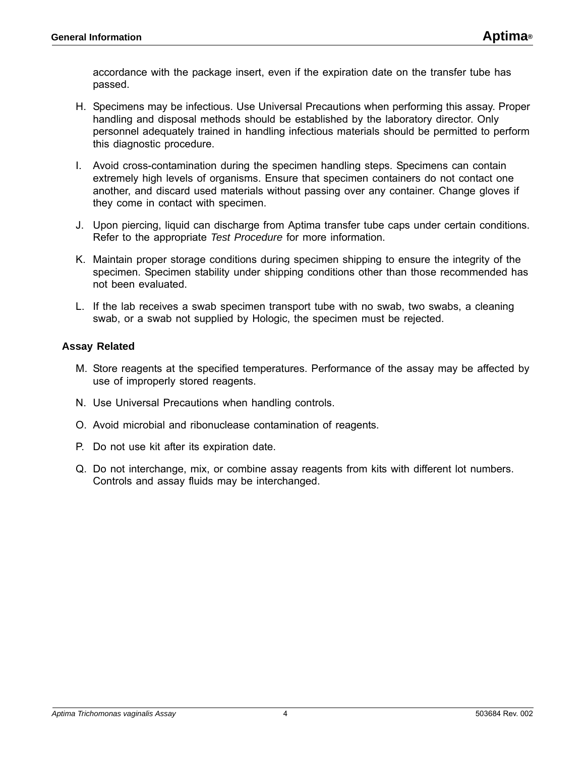accordance with the package insert, even if the expiration date on the transfer tube has passed.

H. Specimens may be infectious. Use Universal Precautions when performing this assay. Proper handling and disposal methods should be established by the laboratory director. Only personnel adequately trained in handling infectious materials should be permitted to perform this diagnostic procedure.

I. Avoid cross-contamination during the specimen handling steps. Specimens can contain extremely high levels of organisms. Ensure that specimen containers do not contact one another, and discard used materials without passing over any container. Change gloves if they come in contact with specimen.

J. Upon piercing, liquid can discharge from Aptima transfer tube caps under certain conditions. Refer to the appropriate *Test Procedure* for more information.

K. Maintain proper storage conditions during specimen shipping to ensure the integrity of the specimen. Specimen stability under shipping conditions other than those recommended has not been evaluated.

L. If the lab receives a swab specimen transport tube with no swab, two swabs, a cleaning swab, or a swab not supplied by Hologic, the specimen must be rejected.

**Assay Related**

M. Store reagents at the specified temperatures. Performance of the assay may be affected by use of improperly stored reagents.

N. Use Universal Precautions when handling controls.

O. Avoid microbial and ribonuclease contamination of reagents.

P. Do not use kit after its expiration date.

Q. Do not interchange, mix, or combine assay reagents from kits with different lot numbers. Controls and assay fluids may be interchanged.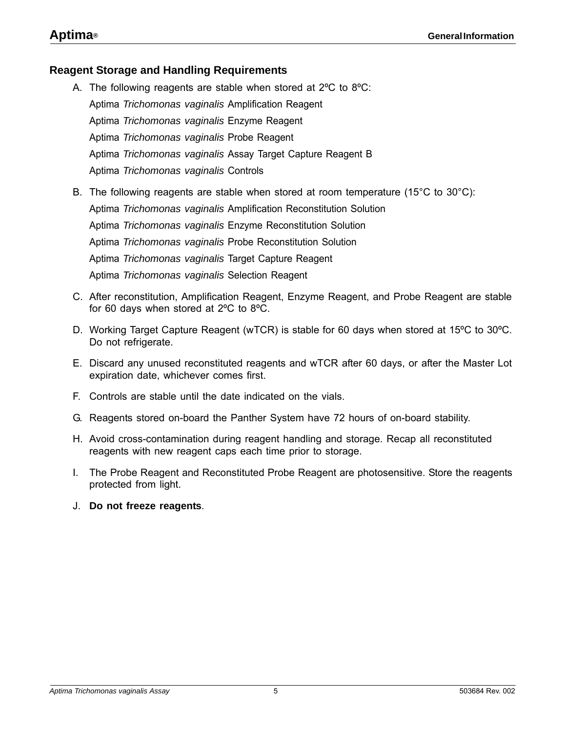## Reagent Storage and Handling Requirements

A. The following reagents are stable when stored at 2ºC to 8ºC:

   Aptima *Trichomonas vaginalis* Amplification Reagent

   Aptima *Trichomonas vaginalis* Enzyme Reagent

   Aptima *Trichomonas vaginalis* Probe Reagent

   Aptima *Trichomonas vaginalis* Assay Target Capture Reagent B

   Aptima *Trichomonas vaginalis* Controls

B. The following reagents are stable when stored at room temperature (15°C to 30°C):

   Aptima *Trichomonas vaginalis* Amplification Reconstitution Solution

   Aptima *Trichomonas vaginalis* Enzyme Reconstitution Solution

   Aptima *Trichomonas vaginalis* Probe Reconstitution Solution

   Aptima *Trichomonas vaginalis* Target Capture Reagent

   Aptima *Trichomonas vaginalis* Selection Reagent

C. After reconstitution, Amplification Reagent, Enzyme Reagent, and Probe Reagent are stable for 60 days when stored at 2ºC to 8ºC.

D. Working Target Capture Reagent (wTCR) is stable for 60 days when stored at 15ºC to 30ºC. Do not refrigerate.

E. Discard any unused reconstituted reagents and wTCR after 60 days, or after the Master Lot expiration date, whichever comes first.

F. Controls are stable until the date indicated on the vials.

G. Reagents stored on-board the Panther System have 72 hours of on-board stability.

H. Avoid cross-contamination during reagent handling and storage. Recap all reconstituted reagents with new reagent caps each time prior to storage.

I. The Probe Reagent and Reconstituted Probe Reagent are photosensitive. Store the reagents protected from light.

J. **Do not freeze reagents**.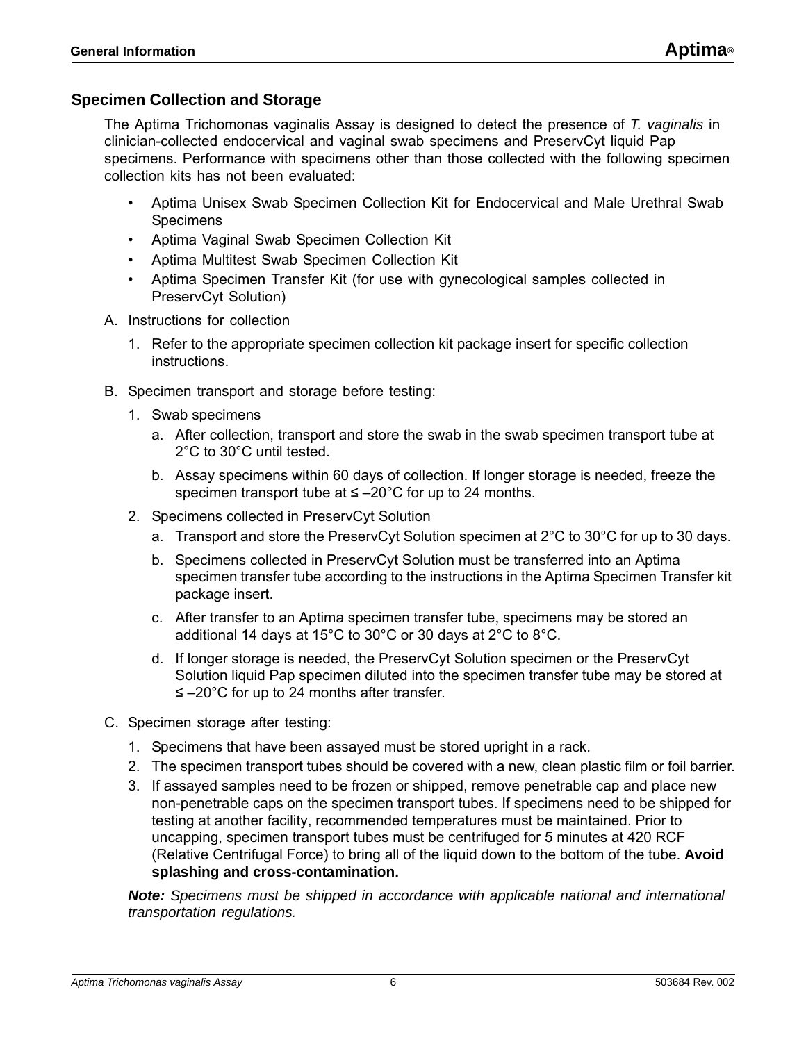## Specimen Collection and Storage

The Aptima Trichomonas vaginalis Assay is designed to detect the presence of *T. vaginalis* in clinician-collected endocervical and vaginal swab specimens and PreservCyt liquid Pap specimens. Performance with specimens other than those collected with the following specimen collection kits has not been evaluated:

- Aptima Unisex Swab Specimen Collection Kit for Endocervical and Male Urethral Swab Specimens
- Aptima Vaginal Swab Specimen Collection Kit
- Aptima Multitest Swab Specimen Collection Kit
- Aptima Specimen Transfer Kit (for use with gynecological samples collected in PreservCyt Solution)

A. Instructions for collection

1. Refer to the appropriate specimen collection kit package insert for specific collection instructions.

B. Specimen transport and storage before testing:

1. Swab specimens
   a. After collection, transport and store the swab in the swab specimen transport tube at 2°C to 30°C until tested.
   b. Assay specimens within 60 days of collection. If longer storage is needed, freeze the specimen transport tube at ≤ –20°C for up to 24 months.
2. Specimens collected in PreservCyt Solution
   a. Transport and store the PreservCyt Solution specimen at 2°C to 30°C for up to 30 days.
   b. Specimens collected in PreservCyt Solution must be transferred into an Aptima specimen transfer tube according to the instructions in the Aptima Specimen Transfer kit package insert.
   c. After transfer to an Aptima specimen transfer tube, specimens may be stored an additional 14 days at 15°C to 30°C or 30 days at 2°C to 8°C.
   d. If longer storage is needed, the PreservCyt Solution specimen or the PreservCyt Solution liquid Pap specimen diluted into the specimen transfer tube may be stored at ≤ –20°C for up to 24 months after transfer.

C. Specimen storage after testing:

1. Specimens that have been assayed must be stored upright in a rack.
2. The specimen transport tubes should be covered with a new, clean plastic film or foil barrier.
3. If assayed samples need to be frozen or shipped, remove penetrable cap and place new non-penetrable caps on the specimen transport tubes. If specimens need to be shipped for testing at another facility, recommended temperatures must be maintained. Prior to uncapping, specimen transport tubes must be centrifuged for 5 minutes at 420 RCF (Relative Centrifugal Force) to bring all of the liquid down to the bottom of the tube. **Avoid splashing and cross-contamination.**

***Note:*** *Specimens must be shipped in accordance with applicable national and international transportation regulations.*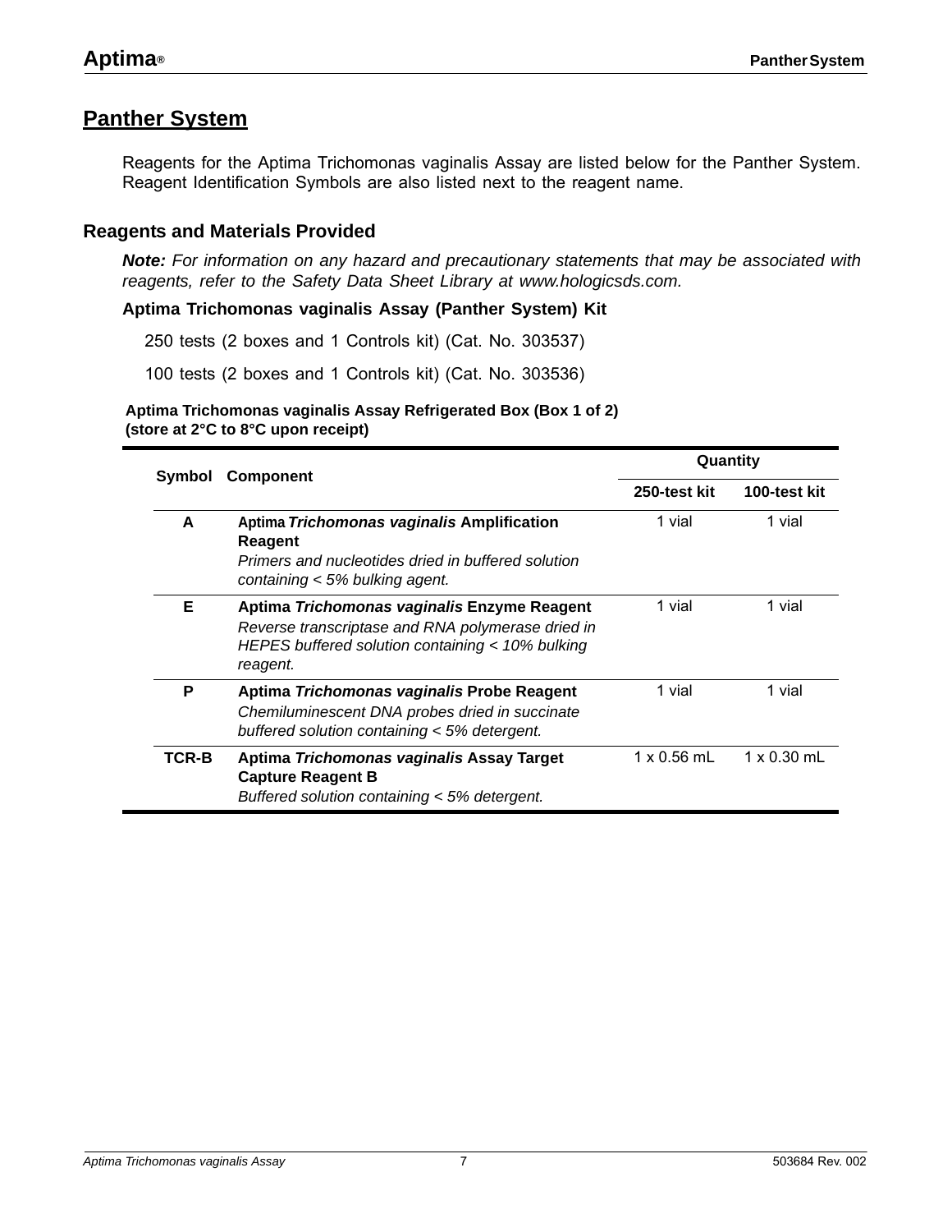## Panther System

Reagents for the Aptima Trichomonas vaginalis Assay are listed below for the Panther System. Reagent Identification Symbols are also listed next to the reagent name.

### Reagents and Materials Provided

***Note:*** *For information on any hazard and precautionary statements that may be associated with reagents, refer to the Safety Data Sheet Library at www.hologicsds.com.*

**Aptima Trichomonas vaginalis Assay (Panther System) Kit**

250 tests (2 boxes and 1 Controls kit) (Cat. No. 303537)

100 tests (2 boxes and 1 Controls kit) (Cat. No. 303536)

**Aptima Trichomonas vaginalis Assay Refrigerated Box (Box 1 of 2)**
**(store at 2°C to 8°C upon receipt)**

| Symbol | Component | Quantity | |
|---|---|---|---|
| | | 250-test kit | 100-test kit |
| A | **Aptima *Trichomonas vaginalis* Amplification Reagent** *Primers and nucleotides dried in buffered solution containing < 5% bulking agent.* | 1 vial | 1 vial |
| E | **Aptima *Trichomonas vaginalis* Enzyme Reagent** *Reverse transcriptase and RNA polymerase dried in HEPES buffered solution containing < 10% bulking reagent.* | 1 vial | 1 vial |
| P | **Aptima *Trichomonas vaginalis* Probe Reagent** *Chemiluminescent DNA probes dried in succinate buffered solution containing < 5% detergent.* | 1 vial | 1 vial |
| TCR-B | **Aptima *Trichomonas vaginalis* Assay Target Capture Reagent B** *Buffered solution containing < 5% detergent.* | 1 x 0.56 mL | 1 x 0.30 mL |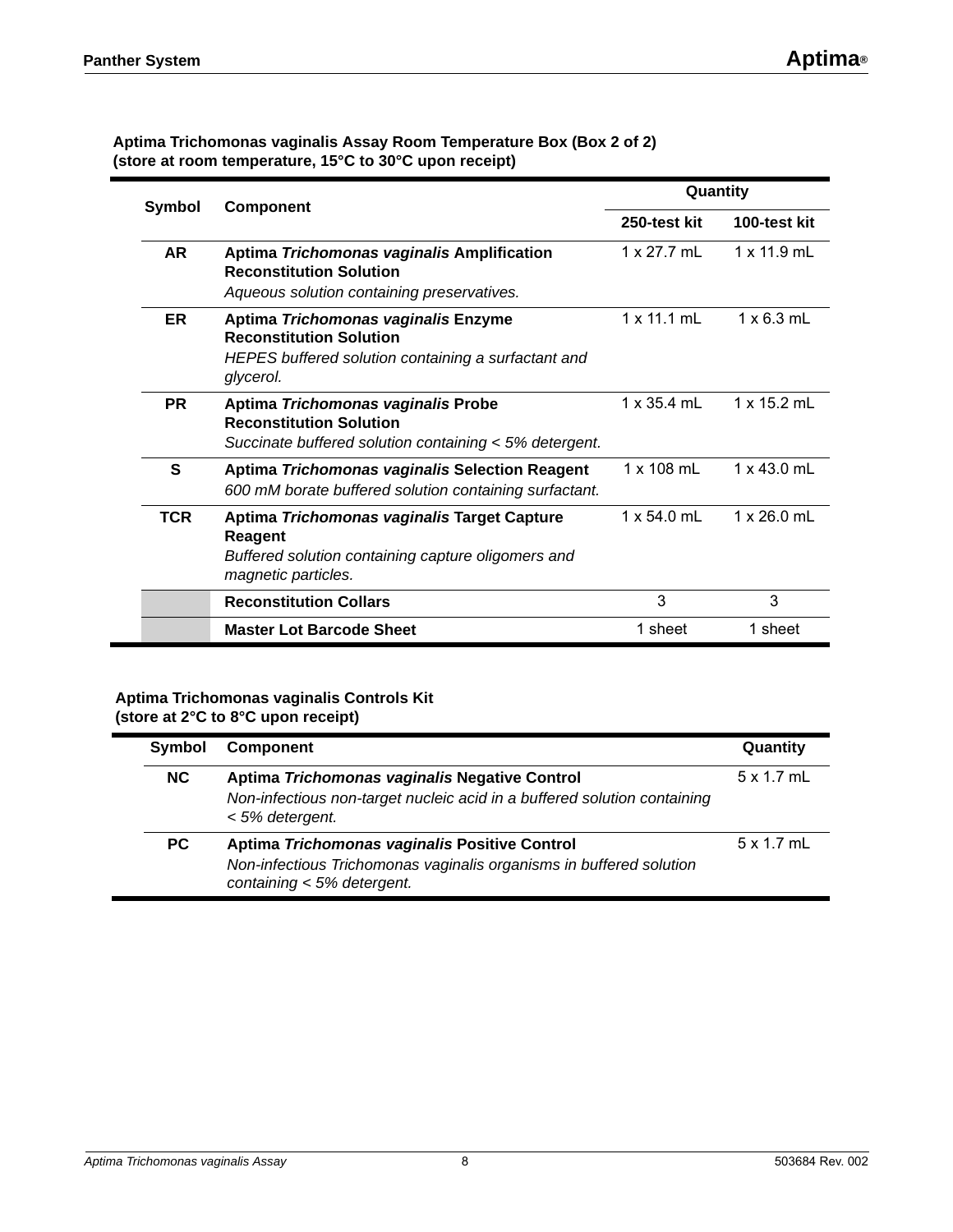**Aptima Trichomonas vaginalis Assay Room Temperature Box (Box 2 of 2)**
**(store at room temperature, 15°C to 30°C upon receipt)**

| Symbol | Component | Quantity | |
|---|---|---|---|
| | | 250-test kit | 100-test kit |
| AR | **Aptima *Trichomonas vaginalis* Amplification Reconstitution Solution** *Aqueous solution containing preservatives.* | 1 x 27.7 mL | 1 x 11.9 mL |
| ER | **Aptima *Trichomonas vaginalis* Enzyme Reconstitution Solution** *HEPES buffered solution containing a surfactant and glycerol.* | 1 x 11.1 mL | 1 x 6.3 mL |
| PR | **Aptima *Trichomonas vaginalis* Probe Reconstitution Solution** *Succinate buffered solution containing < 5% detergent.* | 1 x 35.4 mL | 1 x 15.2 mL |
| S | **Aptima *Trichomonas vaginalis* Selection Reagent** *600 mM borate buffered solution containing surfactant.* | 1 x 108 mL | 1 x 43.0 mL |
| TCR | **Aptima *Trichomonas vaginalis* Target Capture Reagent** *Buffered solution containing capture oligomers and magnetic particles.* | 1 x 54.0 mL | 1 x 26.0 mL |
| | **Reconstitution Collars** | 3 | 3 |
| | **Master Lot Barcode Sheet** | 1 sheet | 1 sheet |

**Aptima Trichomonas vaginalis Controls Kit**
**(store at 2°C to 8°C upon receipt)**

| Symbol | Component | Quantity |
|---|---|---|
| NC | **Aptima *Trichomonas vaginalis* Negative Control** *Non-infectious non-target nucleic acid in a buffered solution containing < 5% detergent.* | 5 x 1.7 mL |
| PC | **Aptima *Trichomonas vaginalis* Positive Control** *Non-infectious Trichomonas vaginalis organisms in buffered solution containing < 5% detergent.* | 5 x 1.7 mL |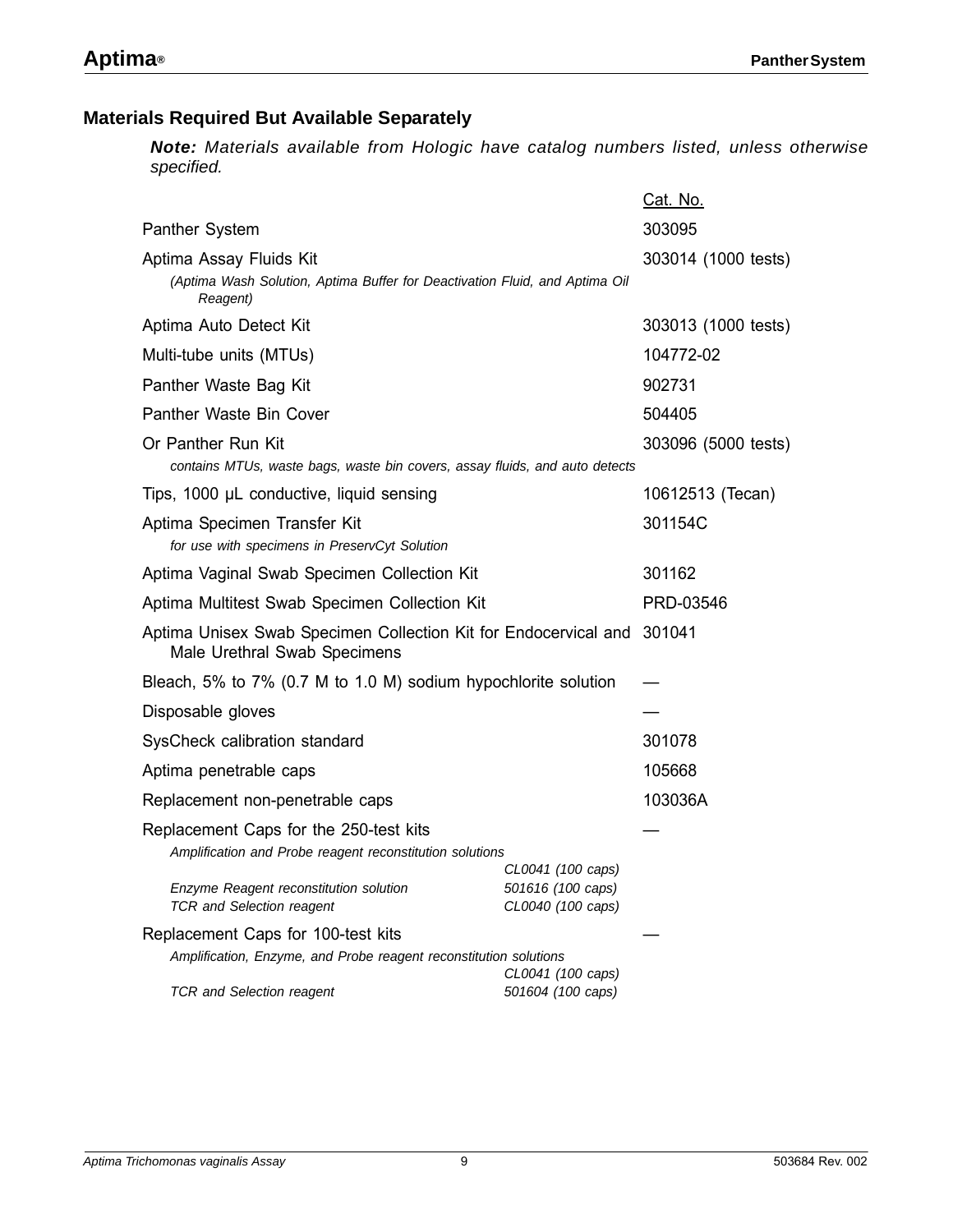## Materials Required But Available Separately

***Note:*** *Materials available from Hologic have catalog numbers listed, unless otherwise specified.*

| | Cat. No. |
|---|---|
| Panther System | 303095 |
| Aptima Assay Fluids Kit<br>*(Aptima Wash Solution, Aptima Buffer for Deactivation Fluid, and Aptima Oil Reagent)* | 303014 (1000 tests) |
| Aptima Auto Detect Kit | 303013 (1000 tests) |
| Multi-tube units (MTUs) | 104772-02 |
| Panther Waste Bag Kit | 902731 |
| Panther Waste Bin Cover | 504405 |
| Or Panther Run Kit<br>*contains MTUs, waste bags, waste bin covers, assay fluids, and auto detects* | 303096 (5000 tests) |
| Tips, 1000 µL conductive, liquid sensing | 10612513 (Tecan) |
| Aptima Specimen Transfer Kit<br>*for use with specimens in PreservCyt Solution* | 301154C |
| Aptima Vaginal Swab Specimen Collection Kit | 301162 |
| Aptima Multitest Swab Specimen Collection Kit | PRD-03546 |
| Aptima Unisex Swab Specimen Collection Kit for Endocervical and Male Urethral Swab Specimens | 301041 |
| Bleach, 5% to 7% (0.7 M to 1.0 M) sodium hypochlorite solution | — |
| Disposable gloves | — |
| SysCheck calibration standard | 301078 |
| Aptima penetrable caps | 105668 |
| Replacement non-penetrable caps | 103036A |
| Replacement Caps for the 250-test kits<br>*Amplification and Probe reagent reconstitution solutions* — *CL0041 (100 caps)*<br>*Enzyme Reagent reconstitution solution* — *501616 (100 caps)*<br>*TCR and Selection reagent* — *CL0040 (100 caps)* | — |
| Replacement Caps for 100-test kits<br>*Amplification, Enzyme, and Probe reagent reconstitution solutions* — *CL0041 (100 caps)*<br>*TCR and Selection reagent* — *501604 (100 caps)* | — |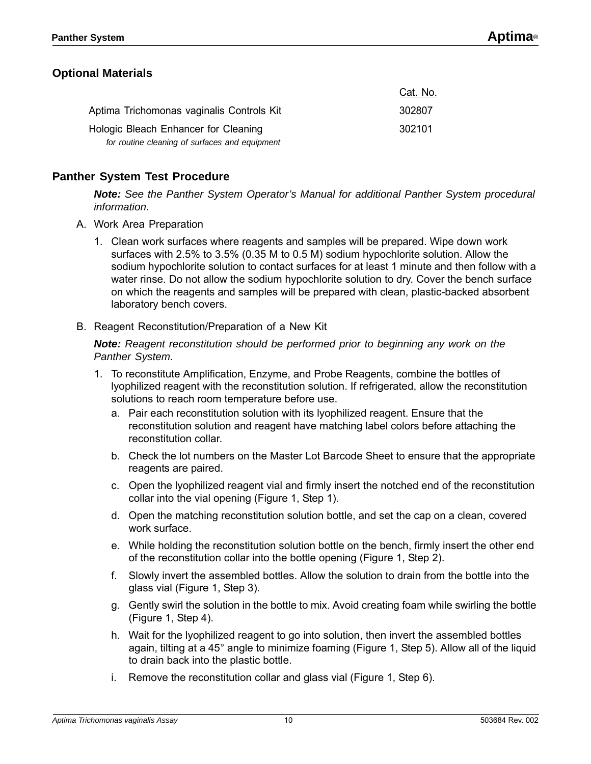## Optional Materials

| | Cat. No. |
|---|---|
| Aptima Trichomonas vaginalis Controls Kit | 302807 |
| Hologic Bleach Enhancer for Cleaning<br>*for routine cleaning of surfaces and equipment* | 302101 |

## Panther System Test Procedure

***Note:*** *See the Panther System Operator's Manual for additional Panther System procedural information.*

A. Work Area Preparation

1. Clean work surfaces where reagents and samples will be prepared. Wipe down work surfaces with 2.5% to 3.5% (0.35 M to 0.5 M) sodium hypochlorite solution. Allow the sodium hypochlorite solution to contact surfaces for at least 1 minute and then follow with a water rinse. Do not allow the sodium hypochlorite solution to dry. Cover the bench surface on which the reagents and samples will be prepared with clean, plastic-backed absorbent laboratory bench covers.

B. Reagent Reconstitution/Preparation of a New Kit

***Note:*** *Reagent reconstitution should be performed prior to beginning any work on the Panther System.*

1. To reconstitute Amplification, Enzyme, and Probe Reagents, combine the bottles of lyophilized reagent with the reconstitution solution. If refrigerated, allow the reconstitution solutions to reach room temperature before use.
   a. Pair each reconstitution solution with its lyophilized reagent. Ensure that the reconstitution solution and reagent have matching label colors before attaching the reconstitution collar.
   b. Check the lot numbers on the Master Lot Barcode Sheet to ensure that the appropriate reagents are paired.
   c. Open the lyophilized reagent vial and firmly insert the notched end of the reconstitution collar into the vial opening (Figure 1, Step 1).
   d. Open the matching reconstitution solution bottle, and set the cap on a clean, covered work surface.
   e. While holding the reconstitution solution bottle on the bench, firmly insert the other end of the reconstitution collar into the bottle opening (Figure 1, Step 2).
   f. Slowly invert the assembled bottles. Allow the solution to drain from the bottle into the glass vial (Figure 1, Step 3).
   g. Gently swirl the solution in the bottle to mix. Avoid creating foam while swirling the bottle (Figure 1, Step 4).
   h. Wait for the lyophilized reagent to go into solution, then invert the assembled bottles again, tilting at a 45° angle to minimize foaming (Figure 1, Step 5). Allow all of the liquid to drain back into the plastic bottle.
   i. Remove the reconstitution collar and glass vial (Figure 1, Step 6).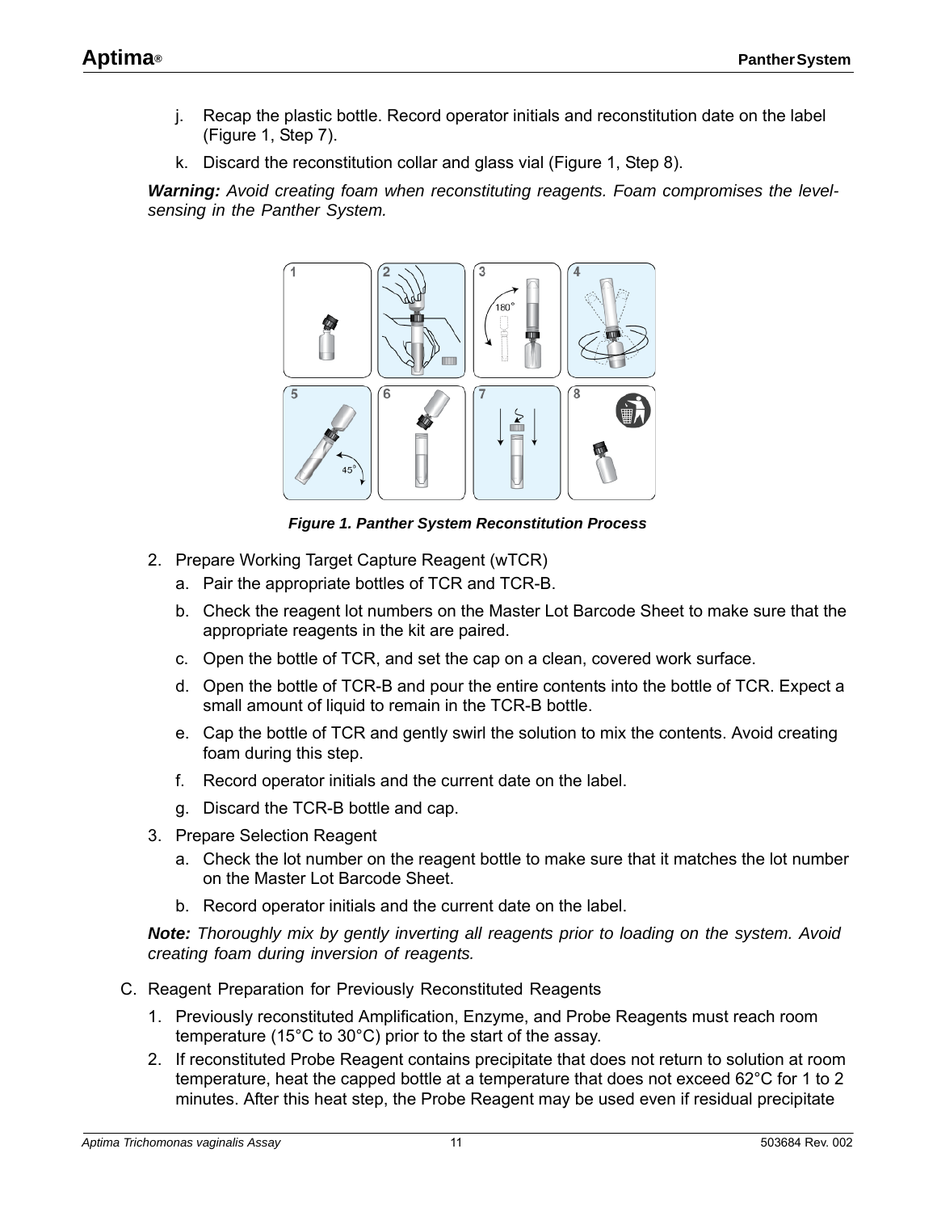j. Recap the plastic bottle. Record operator initials and reconstitution date on the label (Figure 1, Step 7).

k. Discard the reconstitution collar and glass vial (Figure 1, Step 8).

***Warning:*** *Avoid creating foam when reconstituting reagents. Foam compromises the level-sensing in the Panther System.*

***Figure 1. Panther System Reconstitution Process***

2. Prepare Working Target Capture Reagent (wTCR)
   a. Pair the appropriate bottles of TCR and TCR-B.
   b. Check the reagent lot numbers on the Master Lot Barcode Sheet to make sure that the appropriate reagents in the kit are paired.
   c. Open the bottle of TCR, and set the cap on a clean, covered work surface.
   d. Open the bottle of TCR-B and pour the entire contents into the bottle of TCR. Expect a small amount of liquid to remain in the TCR-B bottle.
   e. Cap the bottle of TCR and gently swirl the solution to mix the contents. Avoid creating foam during this step.
   f. Record operator initials and the current date on the label.
   g. Discard the TCR-B bottle and cap.
3. Prepare Selection Reagent
   a. Check the lot number on the reagent bottle to make sure that it matches the lot number on the Master Lot Barcode Sheet.
   b. Record operator initials and the current date on the label.

***Note:*** *Thoroughly mix by gently inverting all reagents prior to loading on the system. Avoid creating foam during inversion of reagents.*

C. Reagent Preparation for Previously Reconstituted Reagents

1. Previously reconstituted Amplification, Enzyme, and Probe Reagents must reach room temperature (15°C to 30°C) prior to the start of the assay.
2. If reconstituted Probe Reagent contains precipitate that does not return to solution at room temperature, heat the capped bottle at a temperature that does not exceed 62°C for 1 to 2 minutes. After this heat step, the Probe Reagent may be used even if residual precipitate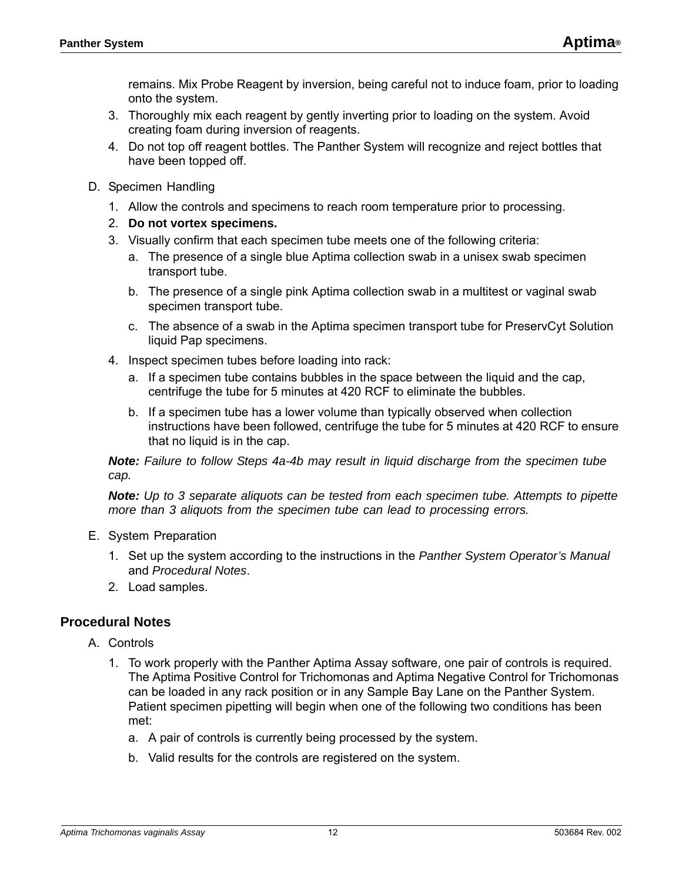remains. Mix Probe Reagent by inversion, being careful not to induce foam, prior to loading onto the system.

3. Thoroughly mix each reagent by gently inverting prior to loading on the system. Avoid creating foam during inversion of reagents.
4. Do not top off reagent bottles. The Panther System will recognize and reject bottles that have been topped off.

D. Specimen Handling

1. Allow the controls and specimens to reach room temperature prior to processing.
2. **Do not vortex specimens.**
3. Visually confirm that each specimen tube meets one of the following criteria:
   a. The presence of a single blue Aptima collection swab in a unisex swab specimen transport tube.
   b. The presence of a single pink Aptima collection swab in a multitest or vaginal swab specimen transport tube.
   c. The absence of a swab in the Aptima specimen transport tube for PreservCyt Solution liquid Pap specimens.
4. Inspect specimen tubes before loading into rack:
   a. If a specimen tube contains bubbles in the space between the liquid and the cap, centrifuge the tube for 5 minutes at 420 RCF to eliminate the bubbles.
   b. If a specimen tube has a lower volume than typically observed when collection instructions have been followed, centrifuge the tube for 5 minutes at 420 RCF to ensure that no liquid is in the cap.

***Note:*** *Failure to follow Steps 4a-4b may result in liquid discharge from the specimen tube cap.*

***Note:*** *Up to 3 separate aliquots can be tested from each specimen tube. Attempts to pipette more than 3 aliquots from the specimen tube can lead to processing errors.*

E. System Preparation

1. Set up the system according to the instructions in the *Panther System Operator's Manual* and *Procedural Notes*.
2. Load samples.

## Procedural Notes

A. Controls

1. To work properly with the Panther Aptima Assay software, one pair of controls is required. The Aptima Positive Control for Trichomonas and Aptima Negative Control for Trichomonas can be loaded in any rack position or in any Sample Bay Lane on the Panther System. Patient specimen pipetting will begin when one of the following two conditions has been met:
   a. A pair of controls is currently being processed by the system.
   b. Valid results for the controls are registered on the system.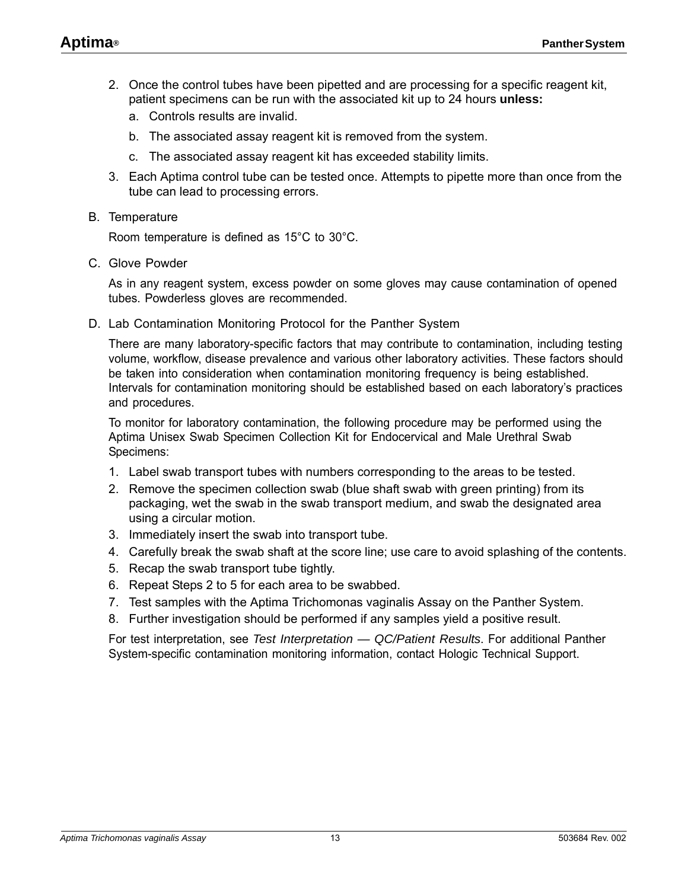2. Once the control tubes have been pipetted and are processing for a specific reagent kit, patient specimens can be run with the associated kit up to 24 hours **unless:**
   a. Controls results are invalid.
   b. The associated assay reagent kit is removed from the system.
   c. The associated assay reagent kit has exceeded stability limits.
3. Each Aptima control tube can be tested once. Attempts to pipette more than once from the tube can lead to processing errors.

B. Temperature

Room temperature is defined as 15°C to 30°C.

C. Glove Powder

As in any reagent system, excess powder on some gloves may cause contamination of opened tubes. Powderless gloves are recommended.

D. Lab Contamination Monitoring Protocol for the Panther System

There are many laboratory-specific factors that may contribute to contamination, including testing volume, workflow, disease prevalence and various other laboratory activities. These factors should be taken into consideration when contamination monitoring frequency is being established. Intervals for contamination monitoring should be established based on each laboratory's practices and procedures.

To monitor for laboratory contamination, the following procedure may be performed using the Aptima Unisex Swab Specimen Collection Kit for Endocervical and Male Urethral Swab Specimens:

1. Label swab transport tubes with numbers corresponding to the areas to be tested.
2. Remove the specimen collection swab (blue shaft swab with green printing) from its packaging, wet the swab in the swab transport medium, and swab the designated area using a circular motion.
3. Immediately insert the swab into transport tube.
4. Carefully break the swab shaft at the score line; use care to avoid splashing of the contents.
5. Recap the swab transport tube tightly.
6. Repeat Steps 2 to 5 for each area to be swabbed.
7. Test samples with the Aptima Trichomonas vaginalis Assay on the Panther System.
8. Further investigation should be performed if any samples yield a positive result.

For test interpretation, see *Test Interpretation — QC/Patient Results*. For additional Panther System-specific contamination monitoring information, contact Hologic Technical Support.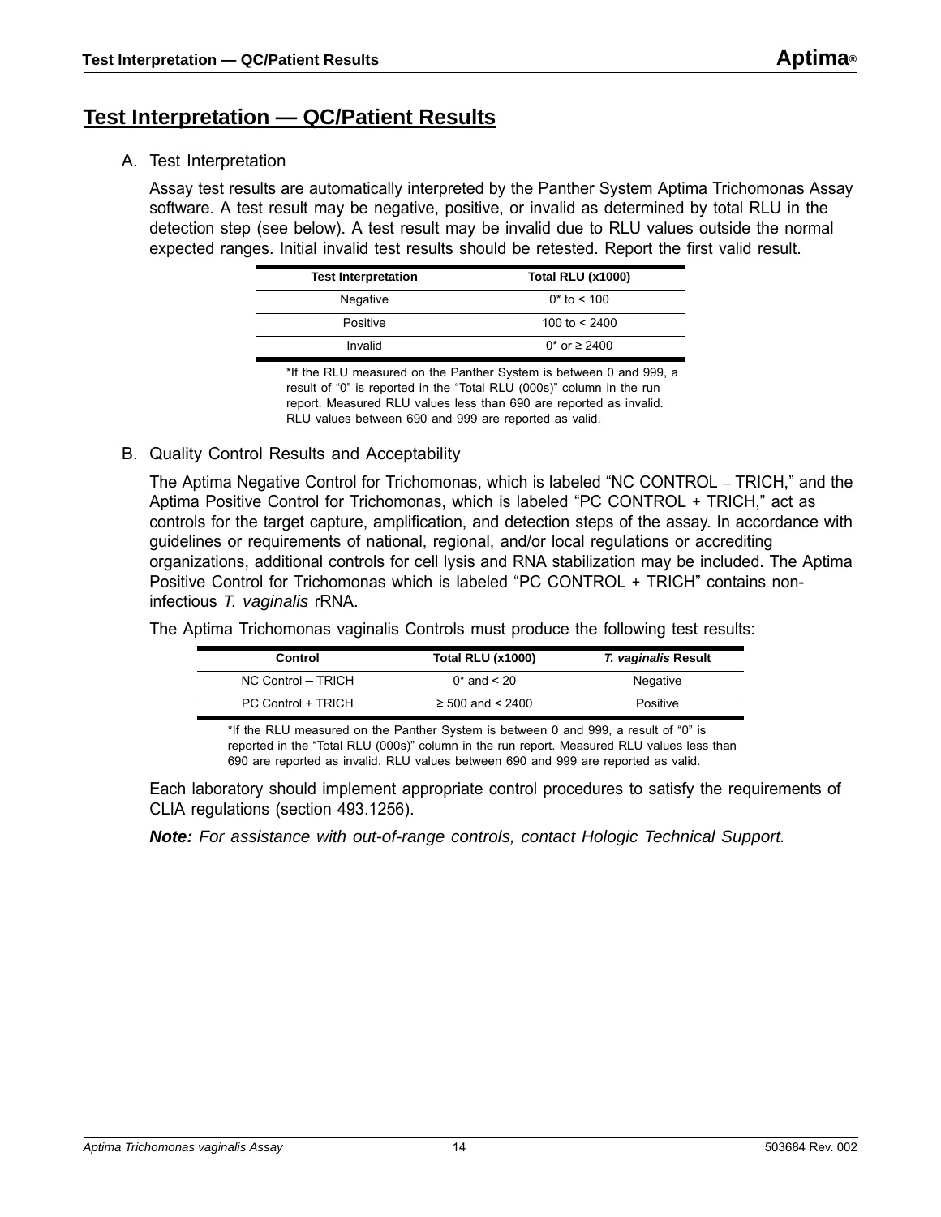# Test Interpretation — QC/Patient Results

A. Test Interpretation

Assay test results are automatically interpreted by the Panther System Aptima Trichomonas Assay software. A test result may be negative, positive, or invalid as determined by total RLU in the detection step (see below). A test result may be invalid due to RLU values outside the normal expected ranges. Initial invalid test results should be retested. Report the first valid result.

| Test Interpretation | Total RLU (x1000) |
| --- | --- |
| Negative | 0* to < 100 |
| Positive | 100 to < 2400 |
| Invalid | 0* or ≥ 2400 |

*If the RLU measured on the Panther System is between 0 and 999, a result of "0" is reported in the "Total RLU (000s)" column in the run report. Measured RLU values less than 690 are reported as invalid. RLU values between 690 and 999 are reported as valid.

B. Quality Control Results and Acceptability

The Aptima Negative Control for Trichomonas, which is labeled "NC CONTROL – TRICH," and the Aptima Positive Control for Trichomonas, which is labeled "PC CONTROL + TRICH," act as controls for the target capture, amplification, and detection steps of the assay. In accordance with guidelines or requirements of national, regional, and/or local regulations or accrediting organizations, additional controls for cell lysis and RNA stabilization may be included. The Aptima Positive Control for Trichomonas which is labeled "PC CONTROL + TRICH" contains non-infectious *T. vaginalis* rRNA.

The Aptima Trichomonas vaginalis Controls must produce the following test results:

| Control | Total RLU (x1000) | *T. vaginalis* Result |
| --- | --- | --- |
| NC Control – TRICH | 0* and < 20 | Negative |
| PC Control + TRICH | ≥ 500 and < 2400 | Positive |

*If the RLU measured on the Panther System is between 0 and 999, a result of "0" is reported in the "Total RLU (000s)" column in the run report. Measured RLU values less than 690 are reported as invalid. RLU values between 690 and 999 are reported as valid.

Each laboratory should implement appropriate control procedures to satisfy the requirements of CLIA regulations (section 493.1256).

***Note:*** *For assistance with out-of-range controls, contact Hologic Technical Support.*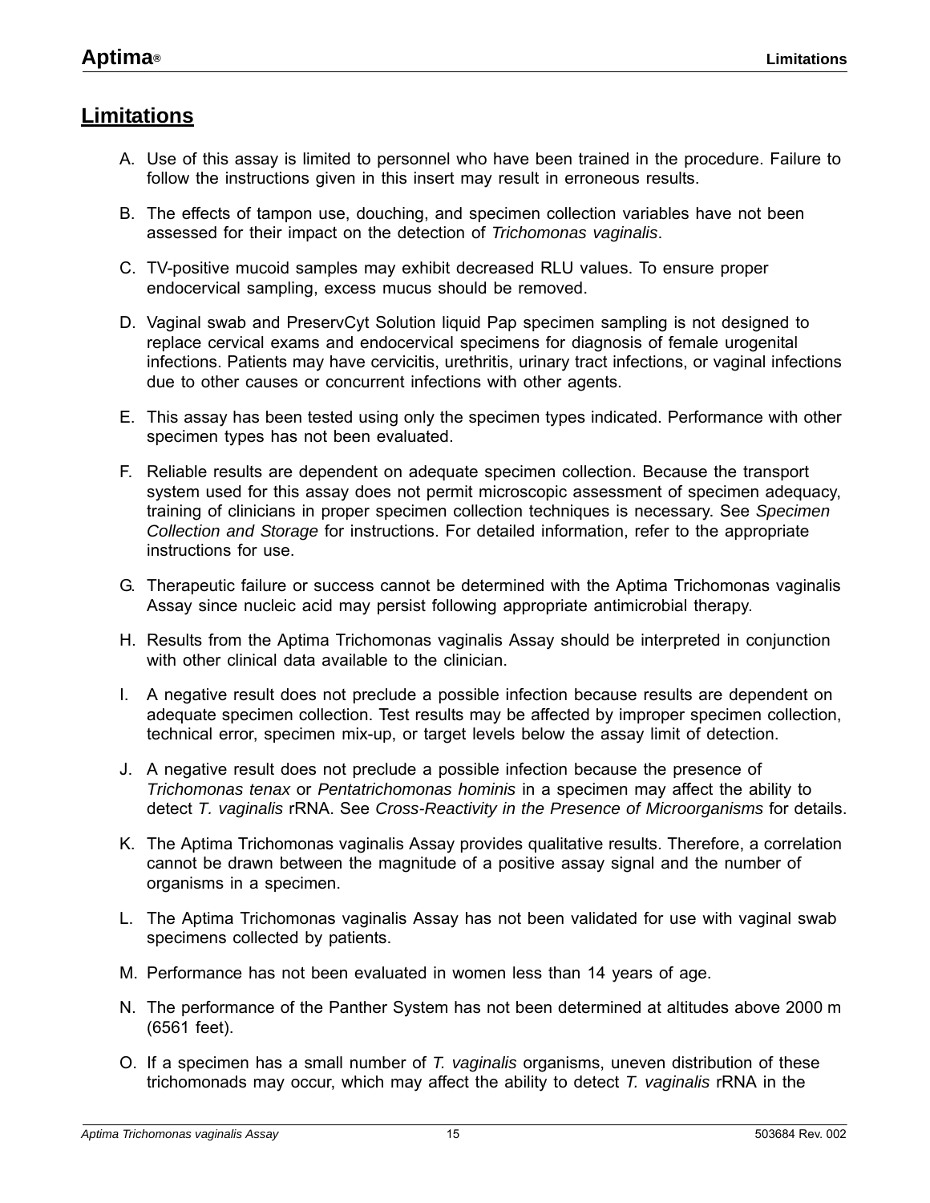## Limitations

A. Use of this assay is limited to personnel who have been trained in the procedure. Failure to follow the instructions given in this insert may result in erroneous results.

B. The effects of tampon use, douching, and specimen collection variables have not been assessed for their impact on the detection of *Trichomonas vaginalis*.

C. TV-positive mucoid samples may exhibit decreased RLU values. To ensure proper endocervical sampling, excess mucus should be removed.

D. Vaginal swab and PreservCyt Solution liquid Pap specimen sampling is not designed to replace cervical exams and endocervical specimens for diagnosis of female urogenital infections. Patients may have cervicitis, urethritis, urinary tract infections, or vaginal infections due to other causes or concurrent infections with other agents.

E. This assay has been tested using only the specimen types indicated. Performance with other specimen types has not been evaluated.

F. Reliable results are dependent on adequate specimen collection. Because the transport system used for this assay does not permit microscopic assessment of specimen adequacy, training of clinicians in proper specimen collection techniques is necessary. See *Specimen Collection and Storage* for instructions. For detailed information, refer to the appropriate instructions for use.

G. Therapeutic failure or success cannot be determined with the Aptima Trichomonas vaginalis Assay since nucleic acid may persist following appropriate antimicrobial therapy.

H. Results from the Aptima Trichomonas vaginalis Assay should be interpreted in conjunction with other clinical data available to the clinician.

I. A negative result does not preclude a possible infection because results are dependent on adequate specimen collection. Test results may be affected by improper specimen collection, technical error, specimen mix-up, or target levels below the assay limit of detection.

J. A negative result does not preclude a possible infection because the presence of *Trichomonas tenax* or *Pentatrichomonas hominis* in a specimen may affect the ability to detect *T. vaginalis* rRNA. See *Cross-Reactivity in the Presence of Microorganisms* for details.

K. The Aptima Trichomonas vaginalis Assay provides qualitative results. Therefore, a correlation cannot be drawn between the magnitude of a positive assay signal and the number of organisms in a specimen.

L. The Aptima Trichomonas vaginalis Assay has not been validated for use with vaginal swab specimens collected by patients.

M. Performance has not been evaluated in women less than 14 years of age.

N. The performance of the Panther System has not been determined at altitudes above 2000 m (6561 feet).

O. If a specimen has a small number of *T. vaginalis* organisms, uneven distribution of these trichomonads may occur, which may affect the ability to detect *T. vaginalis* rRNA in the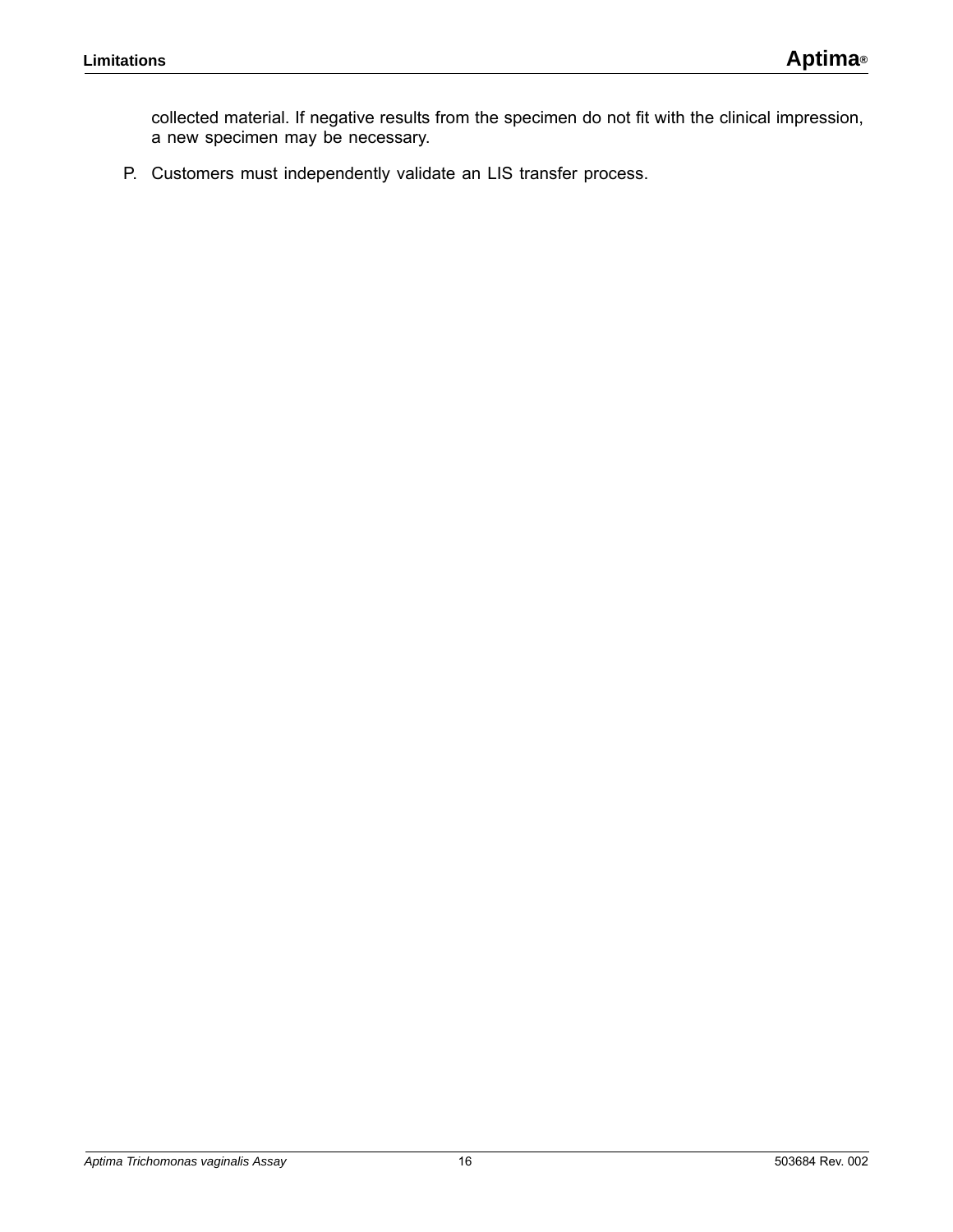collected material. If negative results from the specimen do not fit with the clinical impression, a new specimen may be necessary.

P. Customers must independently validate an LIS transfer process.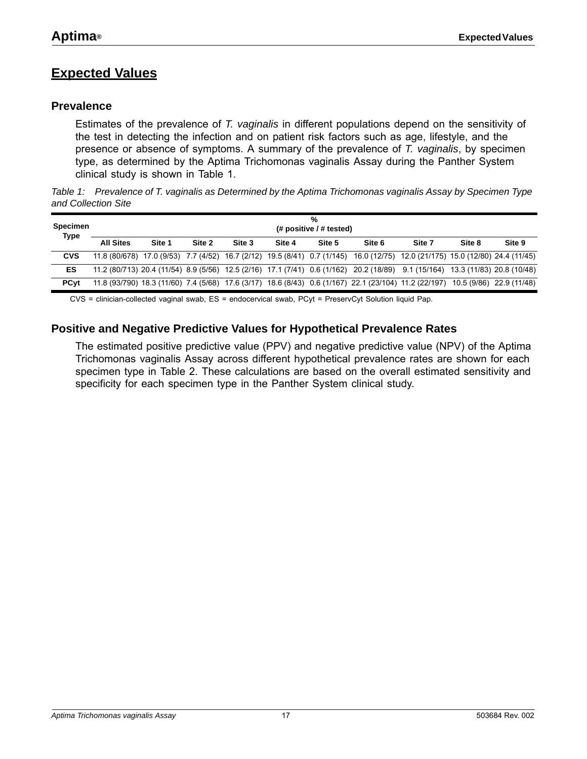# Expected Values

## Prevalence

Estimates of the prevalence of *T. vaginalis* in different populations depend on the sensitivity of the test in detecting the infection and on patient risk factors such as age, lifestyle, and the presence or absence of symptoms. A summary of the prevalence of *T. vaginalis*, by specimen type, as determined by the Aptima Trichomonas vaginalis Assay during the Panther System clinical study is shown in Table 1.

*Table 1: Prevalence of T. vaginalis as Determined by the Aptima Trichomonas vaginalis Assay by Specimen Type and Collection Site*

| Specimen Type | % (# positive / # tested) | | | | | | | | | |
|---|---|---|---|---|---|---|---|---|---|---|
| | **All Sites** | **Site 1** | **Site 2** | **Site 3** | **Site 4** | **Site 5** | **Site 6** | **Site 7** | **Site 8** | **Site 9** |
| **CVS** | 11.8 (80/678) | 17.0 (9/53) | 7.7 (4/52) | 16.7 (2/12) | 19.5 (8/41) | 0.7 (1/145) | 16.0 (12/75) | 12.0 (21/175) | 15.0 (12/80) | 24.4 (11/45) |
| **ES** | 11.2 (80/713) | 20.4 (11/54) | 8.9 (5/56) | 12.5 (2/16) | 17.1 (7/41) | 0.6 (1/162) | 20.2 (18/89) | 9.1 (15/164) | 13.3 (11/83) | 20.8 (10/48) |
| **PCyt** | 11.8 (93/790) | 18.3 (11/60) | 7.4 (5/68) | 17.6 (3/17) | 18.6 (8/43) | 0.6 (1/167) | 22.1 (23/104) | 11.2 (22/197) | 10.5 (9/86) | 22.9 (11/48) |

CVS = clinician-collected vaginal swab, ES = endocervical swab, PCyt = PreservCyt Solution liquid Pap.

## Positive and Negative Predictive Values for Hypothetical Prevalence Rates

The estimated positive predictive value (PPV) and negative predictive value (NPV) of the Aptima Trichomonas vaginalis Assay across different hypothetical prevalence rates are shown for each specimen type in Table 2. These calculations are based on the overall estimated sensitivity and specificity for each specimen type in the Panther System clinical study.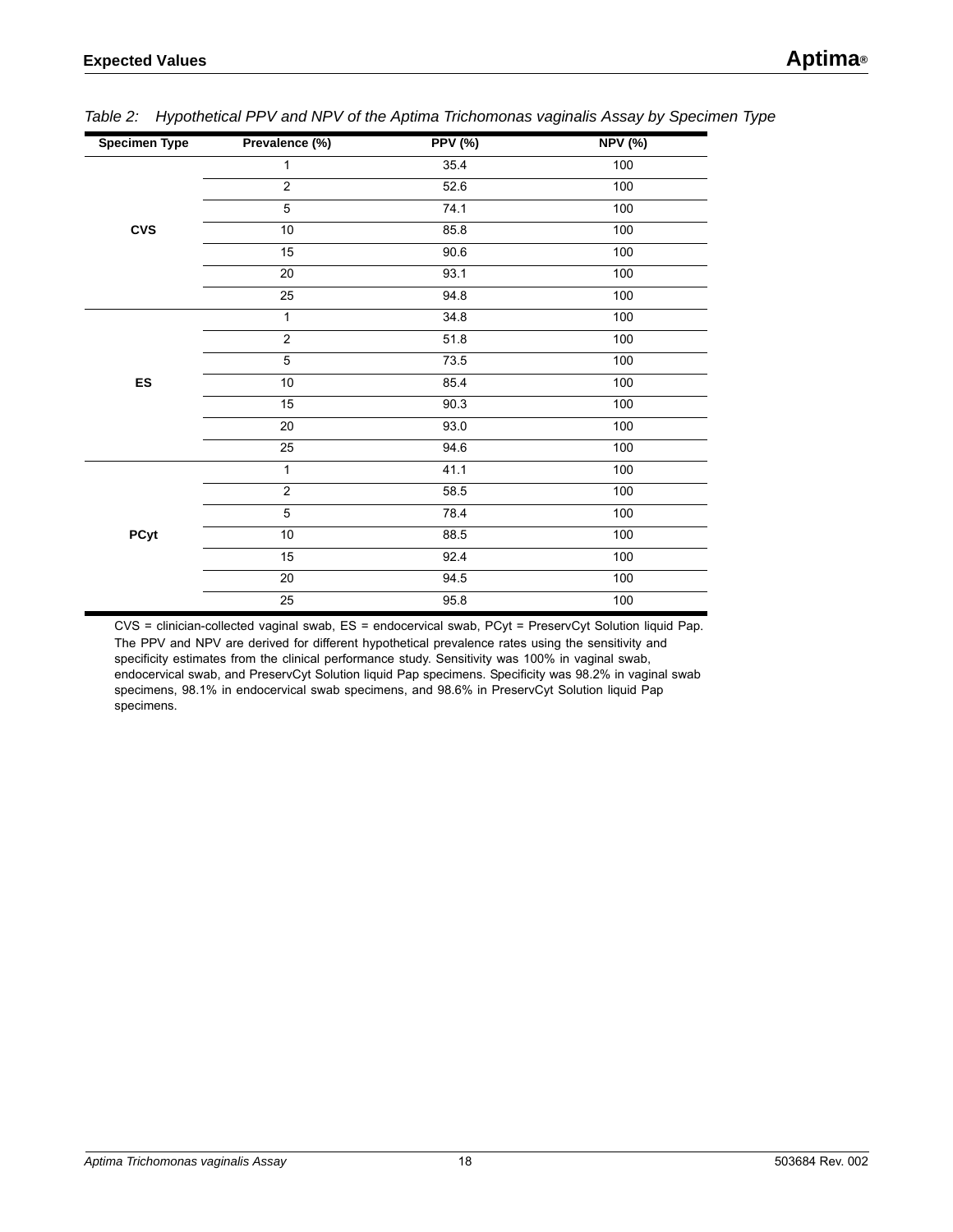*Table 2: Hypothetical PPV and NPV of the Aptima Trichomonas vaginalis Assay by Specimen Type*

| Specimen Type | Prevalence (%) | PPV (%) | NPV (%) |
|---|---|---|---|
| **CVS** | 1 | 35.4 | 100 |
| | 2 | 52.6 | 100 |
| | 5 | 74.1 | 100 |
| | 10 | 85.8 | 100 |
| | 15 | 90.6 | 100 |
| | 20 | 93.1 | 100 |
| | 25 | 94.8 | 100 |
| **ES** | 1 | 34.8 | 100 |
| | 2 | 51.8 | 100 |
| | 5 | 73.5 | 100 |
| | 10 | 85.4 | 100 |
| | 15 | 90.3 | 100 |
| | 20 | 93.0 | 100 |
| | 25 | 94.6 | 100 |
| **PCyt** | 1 | 41.1 | 100 |
| | 2 | 58.5 | 100 |
| | 5 | 78.4 | 100 |
| | 10 | 88.5 | 100 |
| | 15 | 92.4 | 100 |
| | 20 | 94.5 | 100 |
| | 25 | 95.8 | 100 |

CVS = clinician-collected vaginal swab, ES = endocervical swab, PCyt = PreservCyt Solution liquid Pap.
The PPV and NPV are derived for different hypothetical prevalence rates using the sensitivity and specificity estimates from the clinical performance study. Sensitivity was 100% in vaginal swab, endocervical swab, and PreservCyt Solution liquid Pap specimens. Specificity was 98.2% in vaginal swab specimens, 98.1% in endocervical swab specimens, and 98.6% in PreservCyt Solution liquid Pap specimens.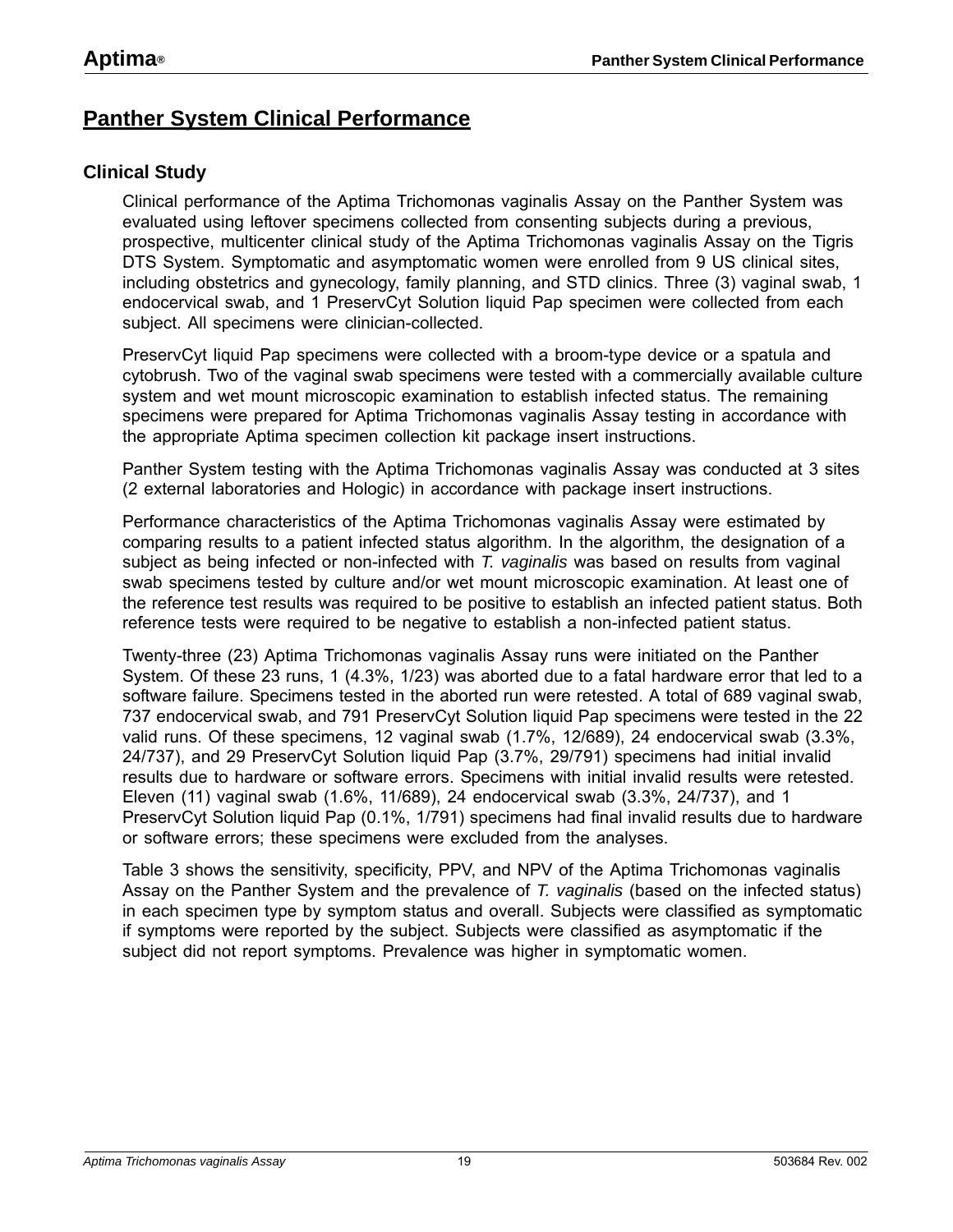# Panther System Clinical Performance

## Clinical Study

Clinical performance of the Aptima Trichomonas vaginalis Assay on the Panther System was evaluated using leftover specimens collected from consenting subjects during a previous, prospective, multicenter clinical study of the Aptima Trichomonas vaginalis Assay on the Tigris DTS System. Symptomatic and asymptomatic women were enrolled from 9 US clinical sites, including obstetrics and gynecology, family planning, and STD clinics. Three (3) vaginal swab, 1 endocervical swab, and 1 PreservCyt Solution liquid Pap specimen were collected from each subject. All specimens were clinician-collected.

PreservCyt liquid Pap specimens were collected with a broom-type device or a spatula and cytobrush. Two of the vaginal swab specimens were tested with a commercially available culture system and wet mount microscopic examination to establish infected status. The remaining specimens were prepared for Aptima Trichomonas vaginalis Assay testing in accordance with the appropriate Aptima specimen collection kit package insert instructions.

Panther System testing with the Aptima Trichomonas vaginalis Assay was conducted at 3 sites (2 external laboratories and Hologic) in accordance with package insert instructions.

Performance characteristics of the Aptima Trichomonas vaginalis Assay were estimated by comparing results to a patient infected status algorithm. In the algorithm, the designation of a subject as being infected or non-infected with *T. vaginalis* was based on results from vaginal swab specimens tested by culture and/or wet mount microscopic examination. At least one of the reference test results was required to be positive to establish an infected patient status. Both reference tests were required to be negative to establish a non-infected patient status.

Twenty-three (23) Aptima Trichomonas vaginalis Assay runs were initiated on the Panther System. Of these 23 runs, 1 (4.3%, 1/23) was aborted due to a fatal hardware error that led to a software failure. Specimens tested in the aborted run were retested. A total of 689 vaginal swab, 737 endocervical swab, and 791 PreservCyt Solution liquid Pap specimens were tested in the 22 valid runs. Of these specimens, 12 vaginal swab (1.7%, 12/689), 24 endocervical swab (3.3%, 24/737), and 29 PreservCyt Solution liquid Pap (3.7%, 29/791) specimens had initial invalid results due to hardware or software errors. Specimens with initial invalid results were retested. Eleven (11) vaginal swab (1.6%, 11/689), 24 endocervical swab (3.3%, 24/737), and 1 PreservCyt Solution liquid Pap (0.1%, 1/791) specimens had final invalid results due to hardware or software errors; these specimens were excluded from the analyses.

Table 3 shows the sensitivity, specificity, PPV, and NPV of the Aptima Trichomonas vaginalis Assay on the Panther System and the prevalence of *T. vaginalis* (based on the infected status) in each specimen type by symptom status and overall. Subjects were classified as symptomatic if symptoms were reported by the subject. Subjects were classified as asymptomatic if the subject did not report symptoms. Prevalence was higher in symptomatic women.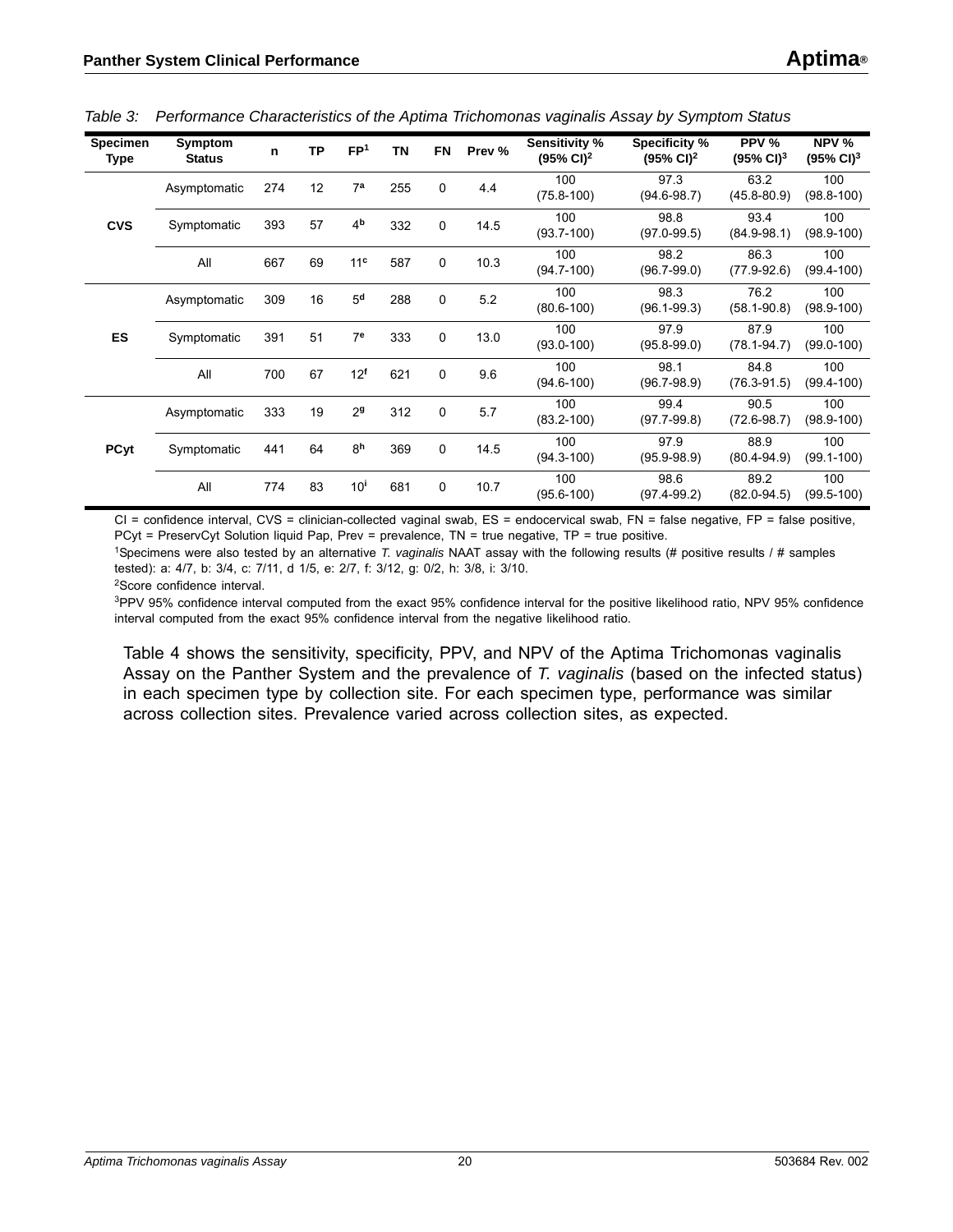*Table 3: Performance Characteristics of the Aptima Trichomonas vaginalis Assay by Symptom Status*

| Specimen Type | Symptom Status | n | TP | FP[1] | TN | FN | Prev % | Sensitivity % (95% CI)[2] | Specificity % (95% CI)[2] | PPV % (95% CI)[3] | NPV % (95% CI)[3] |
|---|---|---|---|---|---|---|---|---|---|---|---|
| **CVS** | Asymptomatic | 274 | 12 | 7[a] | 255 | 0 | 4.4 | 100 (75.8-100) | 97.3 (94.6-98.7) | 63.2 (45.8-80.9) | 100 (98.8-100) |
| | Symptomatic | 393 | 57 | 4[b] | 332 | 0 | 14.5 | 100 (93.7-100) | 98.8 (97.0-99.5) | 93.4 (84.9-98.1) | 100 (98.9-100) |
| | All | 667 | 69 | 11[c] | 587 | 0 | 10.3 | 100 (94.7-100) | 98.2 (96.7-99.0) | 86.3 (77.9-92.6) | 100 (99.4-100) |
| **ES** | Asymptomatic | 309 | 16 | 5[d] | 288 | 0 | 5.2 | 100 (80.6-100) | 98.3 (96.1-99.3) | 76.2 (58.1-90.8) | 100 (98.9-100) |
| | Symptomatic | 391 | 51 | 7[e] | 333 | 0 | 13.0 | 100 (93.0-100) | 97.9 (95.8-99.0) | 87.9 (78.1-94.7) | 100 (99.0-100) |
| | All | 700 | 67 | 12[f] | 621 | 0 | 9.6 | 100 (94.6-100) | 98.1 (96.7-98.9) | 84.8 (76.3-91.5) | 100 (99.4-100) |
| **PCyt** | Asymptomatic | 333 | 19 | 2[g] | 312 | 0 | 5.7 | 100 (83.2-100) | 99.4 (97.7-99.8) | 90.5 (72.6-98.7) | 100 (98.9-100) |
| | Symptomatic | 441 | 64 | 8[h] | 369 | 0 | 14.5 | 100 (94.3-100) | 97.9 (95.9-98.9) | 88.9 (80.4-94.9) | 100 (99.1-100) |
| | All | 774 | 83 | 10[i] | 681 | 0 | 10.7 | 100 (95.6-100) | 98.6 (97.4-99.2) | 89.2 (82.0-94.5) | 100 (99.5-100) |

CI = confidence interval, CVS = clinician-collected vaginal swab, ES = endocervical swab, FN = false negative, FP = false positive, PCyt = PreservCyt Solution liquid Pap, Prev = prevalence, TN = true negative, TP = true positive.

[1]Specimens were also tested by an alternative *T. vaginalis* NAAT assay with the following results (# positive results / # samples tested): a: 4/7, b: 3/4, c: 7/11, d 1/5, e: 2/7, f: 3/12, g: 0/2, h: 3/8, i: 3/10.

[2]Score confidence interval.

[3]PPV 95% confidence interval computed from the exact 95% confidence interval for the positive likelihood ratio, NPV 95% confidence interval computed from the exact 95% confidence interval from the negative likelihood ratio.

Table 4 shows the sensitivity, specificity, PPV, and NPV of the Aptima Trichomonas vaginalis Assay on the Panther System and the prevalence of *T. vaginalis* (based on the infected status) in each specimen type by collection site. For each specimen type, performance was similar across collection sites. Prevalence varied across collection sites, as expected.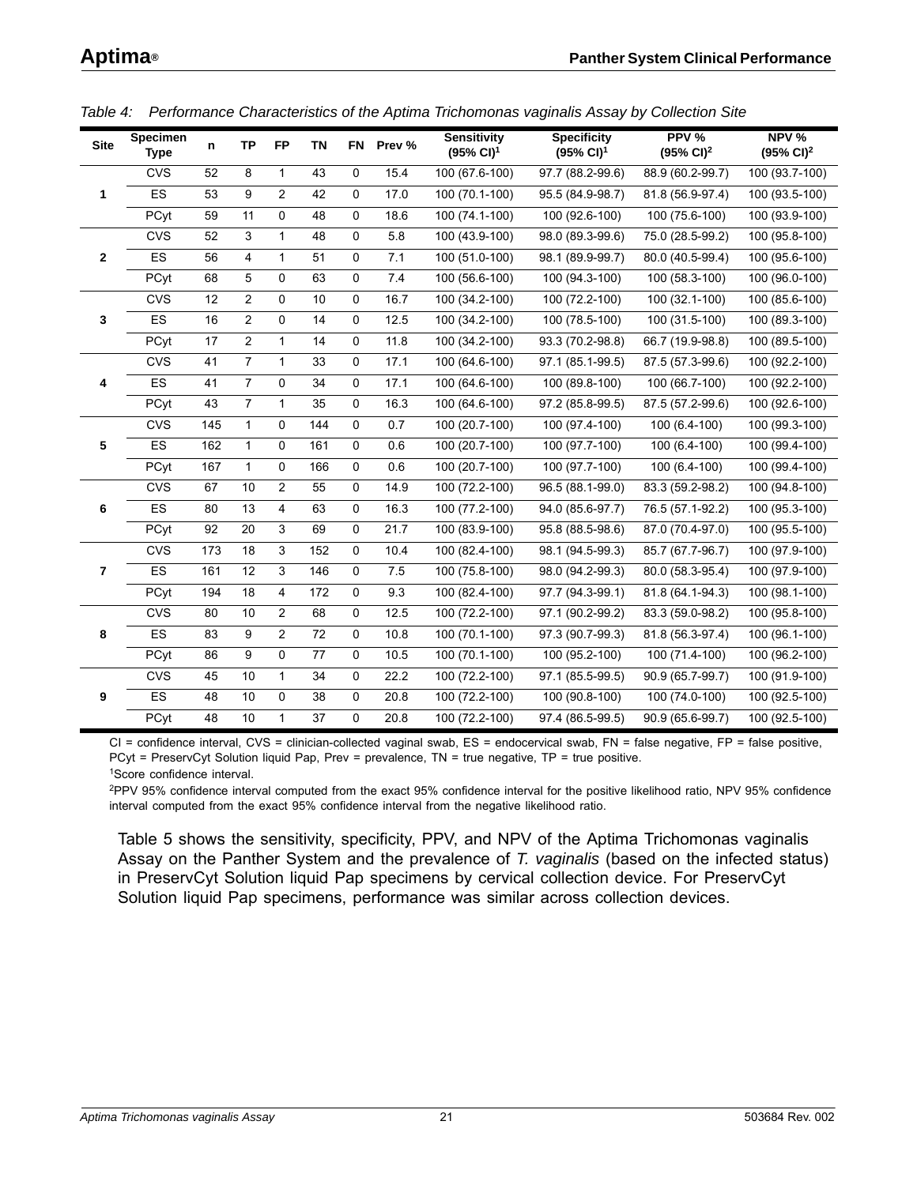*Table 4: Performance Characteristics of the Aptima Trichomonas vaginalis Assay by Collection Site*

| Site | Specimen Type | n | TP | FP | TN | FN | Prev % | Sensitivity (95% CI)[1] | Specificity (95% CI)[1] | PPV % (95% CI)[2] | NPV % (95% CI)[2] |
|---|---|---|---|---|---|---|---|---|---|---|---|
| 1 | CVS | 52 | 8 | 1 | 43 | 0 | 15.4 | 100 (67.6-100) | 97.7 (88.2-99.6) | 88.9 (60.2-99.7) | 100 (93.7-100) |
| | ES | 53 | 9 | 2 | 42 | 0 | 17.0 | 100 (70.1-100) | 95.5 (84.9-98.7) | 81.8 (56.9-97.4) | 100 (93.5-100) |
| | PCyt | 59 | 11 | 0 | 48 | 0 | 18.6 | 100 (74.1-100) | 100 (92.6-100) | 100 (75.6-100) | 100 (93.9-100) |
| 2 | CVS | 52 | 3 | 1 | 48 | 0 | 5.8 | 100 (43.9-100) | 98.0 (89.3-99.6) | 75.0 (28.5-99.2) | 100 (95.8-100) |
| | ES | 56 | 4 | 1 | 51 | 0 | 7.1 | 100 (51.0-100) | 98.1 (89.9-99.7) | 80.0 (40.5-99.4) | 100 (95.6-100) |
| | PCyt | 68 | 5 | 0 | 63 | 0 | 7.4 | 100 (56.6-100) | 100 (94.3-100) | 100 (58.3-100) | 100 (96.0-100) |
| 3 | CVS | 12 | 2 | 0 | 10 | 0 | 16.7 | 100 (34.2-100) | 100 (72.2-100) | 100 (32.1-100) | 100 (85.6-100) |
| | ES | 16 | 2 | 0 | 14 | 0 | 12.5 | 100 (34.2-100) | 100 (78.5-100) | 100 (31.5-100) | 100 (89.3-100) |
| | PCyt | 17 | 2 | 1 | 14 | 0 | 11.8 | 100 (34.2-100) | 93.3 (70.2-98.8) | 66.7 (19.9-98.8) | 100 (89.5-100) |
| 4 | CVS | 41 | 7 | 1 | 33 | 0 | 17.1 | 100 (64.6-100) | 97.1 (85.1-99.5) | 87.5 (57.3-99.6) | 100 (92.2-100) |
| | ES | 41 | 7 | 0 | 34 | 0 | 17.1 | 100 (64.6-100) | 100 (89.8-100) | 100 (66.7-100) | 100 (92.2-100) |
| | PCyt | 43 | 7 | 1 | 35 | 0 | 16.3 | 100 (64.6-100) | 97.2 (85.8-99.5) | 87.5 (57.2-99.6) | 100 (92.6-100) |
| 5 | CVS | 145 | 1 | 0 | 144 | 0 | 0.7 | 100 (20.7-100) | 100 (97.4-100) | 100 (6.4-100) | 100 (99.3-100) |
| | ES | 162 | 1 | 0 | 161 | 0 | 0.6 | 100 (20.7-100) | 100 (97.7-100) | 100 (6.4-100) | 100 (99.4-100) |
| | PCyt | 167 | 1 | 0 | 166 | 0 | 0.6 | 100 (20.7-100) | 100 (97.7-100) | 100 (6.4-100) | 100 (99.4-100) |
| 6 | CVS | 67 | 10 | 2 | 55 | 0 | 14.9 | 100 (72.2-100) | 96.5 (88.1-99.0) | 83.3 (59.2-98.2) | 100 (94.8-100) |
| | ES | 80 | 13 | 4 | 63 | 0 | 16.3 | 100 (77.2-100) | 94.0 (85.6-97.7) | 76.5 (57.1-92.2) | 100 (95.3-100) |
| | PCyt | 92 | 20 | 3 | 69 | 0 | 21.7 | 100 (83.9-100) | 95.8 (88.5-98.6) | 87.0 (70.4-97.0) | 100 (95.5-100) |
| 7 | CVS | 173 | 18 | 3 | 152 | 0 | 10.4 | 100 (82.4-100) | 98.1 (94.5-99.3) | 85.7 (67.7-96.7) | 100 (97.9-100) |
| | ES | 161 | 12 | 3 | 146 | 0 | 7.5 | 100 (75.8-100) | 98.0 (94.2-99.3) | 80.0 (58.3-95.4) | 100 (97.9-100) |
| | PCyt | 194 | 18 | 4 | 172 | 0 | 9.3 | 100 (82.4-100) | 97.7 (94.3-99.1) | 81.8 (64.1-94.3) | 100 (98.1-100) |
| 8 | CVS | 80 | 10 | 2 | 68 | 0 | 12.5 | 100 (72.2-100) | 97.1 (90.2-99.2) | 83.3 (59.0-98.2) | 100 (95.8-100) |
| | ES | 83 | 9 | 2 | 72 | 0 | 10.8 | 100 (70.1-100) | 97.3 (90.7-99.3) | 81.8 (56.3-97.4) | 100 (96.1-100) |
| | PCyt | 86 | 9 | 0 | 77 | 0 | 10.5 | 100 (70.1-100) | 100 (95.2-100) | 100 (71.4-100) | 100 (96.2-100) |
| 9 | CVS | 45 | 10 | 1 | 34 | 0 | 22.2 | 100 (72.2-100) | 97.1 (85.5-99.5) | 90.9 (65.7-99.7) | 100 (91.9-100) |
| | ES | 48 | 10 | 0 | 38 | 0 | 20.8 | 100 (72.2-100) | 100 (90.8-100) | 100 (74.0-100) | 100 (92.5-100) |
| | PCyt | 48 | 10 | 1 | 37 | 0 | 20.8 | 100 (72.2-100) | 97.4 (86.5-99.5) | 90.9 (65.6-99.7) | 100 (92.5-100) |

CI = confidence interval, CVS = clinician-collected vaginal swab, ES = endocervical swab, FN = false negative, FP = false positive, PCyt = PreservCyt Solution liquid Pap, Prev = prevalence, TN = true negative, TP = true positive.

[1]Score confidence interval.

[2]PPV 95% confidence interval computed from the exact 95% confidence interval for the positive likelihood ratio, NPV 95% confidence interval computed from the exact 95% confidence interval from the negative likelihood ratio.

Table 5 shows the sensitivity, specificity, PPV, and NPV of the Aptima Trichomonas vaginalis Assay on the Panther System and the prevalence of *T. vaginalis* (based on the infected status) in PreservCyt Solution liquid Pap specimens by cervical collection device. For PreservCyt Solution liquid Pap specimens, performance was similar across collection devices.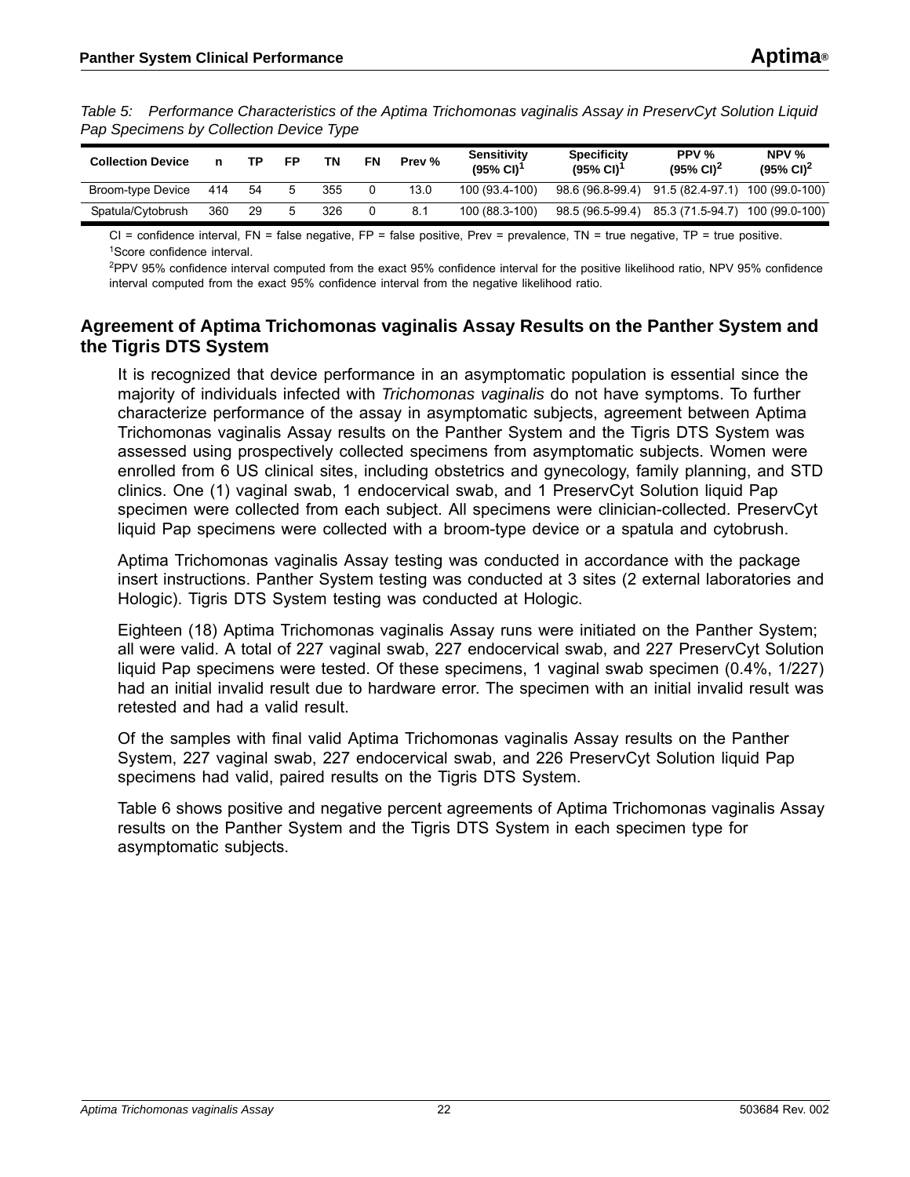*Table 5: Performance Characteristics of the Aptima Trichomonas vaginalis Assay in PreservCyt Solution Liquid Pap Specimens by Collection Device Type*

| Collection Device | n | TP | FP | TN | FN | Prev % | Sensitivity (95% CI)[1] | Specificity (95% CI)[1] | PPV % (95% CI)[2] | NPV % (95% CI)[2] |
|---|---|---|---|---|---|---|---|---|---|---|
| Broom-type Device | 414 | 54 | 5 | 355 | 0 | 13.0 | 100 (93.4-100) | 98.6 (96.8-99.4) | 91.5 (82.4-97.1) | 100 (99.0-100) |
| Spatula/Cytobrush | 360 | 29 | 5 | 326 | 0 | 8.1 | 100 (88.3-100) | 98.5 (96.5-99.4) | 85.3 (71.5-94.7) | 100 (99.0-100) |

CI = confidence interval, FN = false negative, FP = false positive, Prev = prevalence, TN = true negative, TP = true positive.
[1]Score confidence interval.
[2]PPV 95% confidence interval computed from the exact 95% confidence interval for the positive likelihood ratio, NPV 95% confidence interval computed from the exact 95% confidence interval from the negative likelihood ratio.

## Agreement of Aptima Trichomonas vaginalis Assay Results on the Panther System and the Tigris DTS System

It is recognized that device performance in an asymptomatic population is essential since the majority of individuals infected with *Trichomonas vaginalis* do not have symptoms. To further characterize performance of the assay in asymptomatic subjects, agreement between Aptima Trichomonas vaginalis Assay results on the Panther System and the Tigris DTS System was assessed using prospectively collected specimens from asymptomatic subjects. Women were enrolled from 6 US clinical sites, including obstetrics and gynecology, family planning, and STD clinics. One (1) vaginal swab, 1 endocervical swab, and 1 PreservCyt Solution liquid Pap specimen were collected from each subject. All specimens were clinician-collected. PreservCyt liquid Pap specimens were collected with a broom-type device or a spatula and cytobrush.

Aptima Trichomonas vaginalis Assay testing was conducted in accordance with the package insert instructions. Panther System testing was conducted at 3 sites (2 external laboratories and Hologic). Tigris DTS System testing was conducted at Hologic.

Eighteen (18) Aptima Trichomonas vaginalis Assay runs were initiated on the Panther System; all were valid. A total of 227 vaginal swab, 227 endocervical swab, and 227 PreservCyt Solution liquid Pap specimens were tested. Of these specimens, 1 vaginal swab specimen (0.4%, 1/227) had an initial invalid result due to hardware error. The specimen with an initial invalid result was retested and had a valid result.

Of the samples with final valid Aptima Trichomonas vaginalis Assay results on the Panther System, 227 vaginal swab, 227 endocervical swab, and 226 PreservCyt Solution liquid Pap specimens had valid, paired results on the Tigris DTS System.

Table 6 shows positive and negative percent agreements of Aptima Trichomonas vaginalis Assay results on the Panther System and the Tigris DTS System in each specimen type for asymptomatic subjects.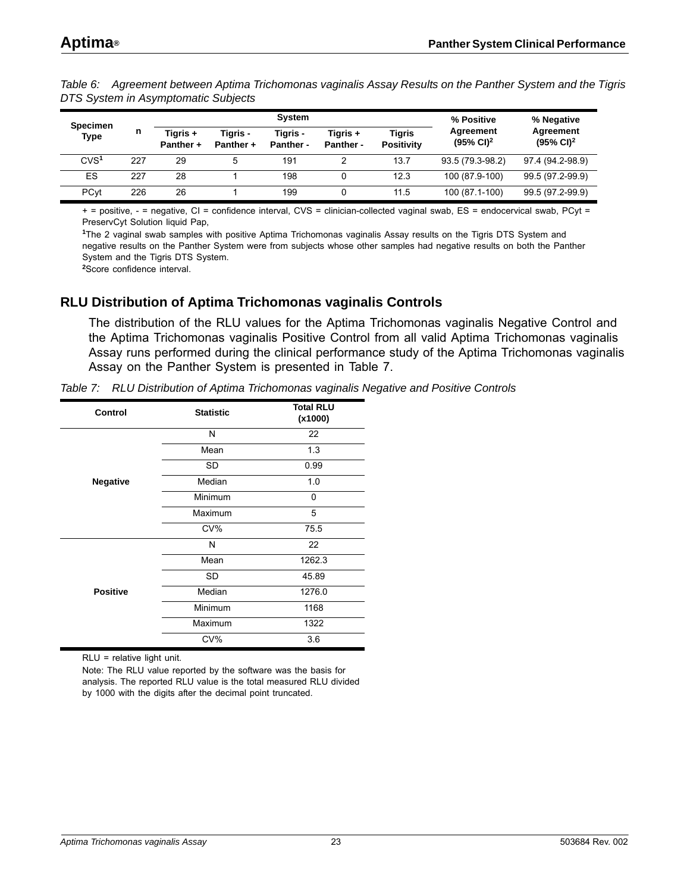*Table 6: Agreement between Aptima Trichomonas vaginalis Assay Results on the Panther System and the Tigris DTS System in Asymptomatic Subjects*

| Specimen Type | n | System | | | | | % Positive Agreement (95% CI)[2] | % Negative Agreement (95% CI)[2] |
|---|---|---|---|---|---|---|---|---|
| | | Tigris + Panther + | Tigris - Panther + | Tigris - Panther - | Tigris + Panther - | Tigris Positivity | | |
| CVS[1] | 227 | 29 | 5 | 191 | 2 | 13.7 | 93.5 (79.3-98.2) | 97.4 (94.2-98.9) |
| ES | 227 | 28 | 1 | 198 | 0 | 12.3 | 100 (87.9-100) | 99.5 (97.2-99.9) |
| PCyt | 226 | 26 | 1 | 199 | 0 | 11.5 | 100 (87.1-100) | 99.5 (97.2-99.9) |

+ = positive, - = negative, CI = confidence interval, CVS = clinician-collected vaginal swab, ES = endocervical swab, PCyt = PreservCyt Solution liquid Pap,

[1]The 2 vaginal swab samples with positive Aptima Trichomonas vaginalis Assay results on the Tigris DTS System and negative results on the Panther System were from subjects whose other samples had negative results on both the Panther System and the Tigris DTS System.

[2]Score confidence interval.

## RLU Distribution of Aptima Trichomonas vaginalis Controls

The distribution of the RLU values for the Aptima Trichomonas vaginalis Negative Control and the Aptima Trichomonas vaginalis Positive Control from all valid Aptima Trichomonas vaginalis Assay runs performed during the clinical performance study of the Aptima Trichomonas vaginalis Assay on the Panther System is presented in Table 7.

*Table 7: RLU Distribution of Aptima Trichomonas vaginalis Negative and Positive Controls*

| Control | Statistic | Total RLU (x1000) |
|---|---|---|
| **Negative** | N | 22 |
| | Mean | 1.3 |
| | SD | 0.99 |
| | Median | 1.0 |
| | Minimum | 0 |
| | Maximum | 5 |
| | CV% | 75.5 |
| **Positive** | N | 22 |
| | Mean | 1262.3 |
| | SD | 45.89 |
| | Median | 1276.0 |
| | Minimum | 1168 |
| | Maximum | 1322 |
| | CV% | 3.6 |

RLU = relative light unit.

Note: The RLU value reported by the software was the basis for analysis. The reported RLU value is the total measured RLU divided by 1000 with the digits after the decimal point truncated.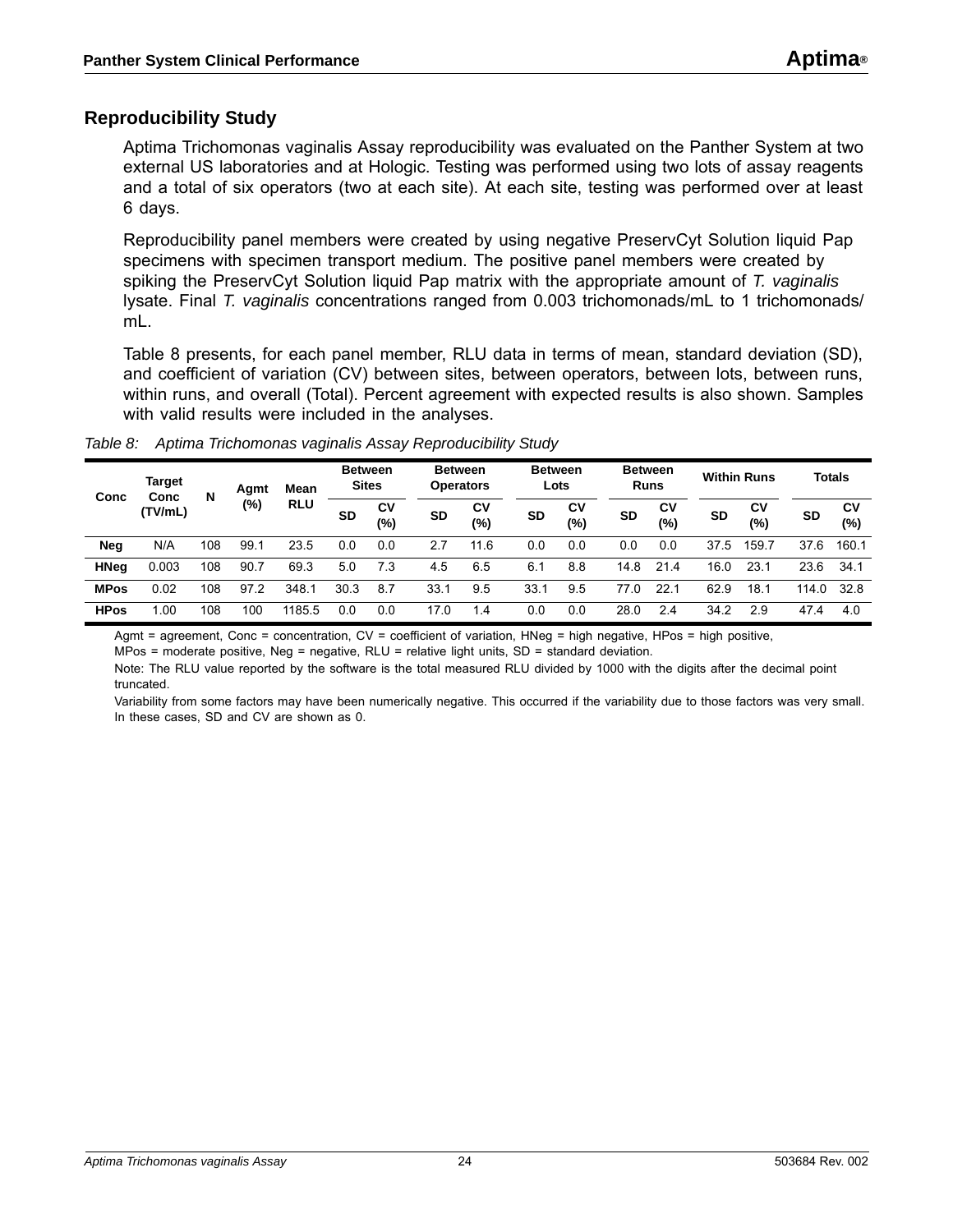## Reproducibility Study

Aptima Trichomonas vaginalis Assay reproducibility was evaluated on the Panther System at two external US laboratories and at Hologic. Testing was performed using two lots of assay reagents and a total of six operators (two at each site). At each site, testing was performed over at least 6 days.

Reproducibility panel members were created by using negative PreservCyt Solution liquid Pap specimens with specimen transport medium. The positive panel members were created by spiking the PreservCyt Solution liquid Pap matrix with the appropriate amount of *T. vaginalis* lysate. Final *T. vaginalis* concentrations ranged from 0.003 trichomonads/mL to 1 trichomonads/mL.

Table 8 presents, for each panel member, RLU data in terms of mean, standard deviation (SD), and coefficient of variation (CV) between sites, between operators, between lots, between runs, within runs, and overall (Total). Percent agreement with expected results is also shown. Samples with valid results were included in the analyses.

*Table 8: Aptima Trichomonas vaginalis Assay Reproducibility Study*

| Conc | Target Conc (TV/mL) | N | Agmt (%) | Mean RLU | Between Sites | | Between Operators | | Between Lots | | Between Runs | | Within Runs | | Totals | |
|---|---|---|---|---|---|---|---|---|---|---|---|---|---|---|---|---|
| | | | | | SD | CV (%) | SD | CV (%) | SD | CV (%) | SD | CV (%) | SD | CV (%) | SD | CV (%) |
| **Neg** | N/A | 108 | 99.1 | 23.5 | 0.0 | 0.0 | 2.7 | 11.6 | 0.0 | 0.0 | 0.0 | 0.0 | 37.5 | 159.7 | 37.6 | 160.1 |
| **HNeg** | 0.003 | 108 | 90.7 | 69.3 | 5.0 | 7.3 | 4.5 | 6.5 | 6.1 | 8.8 | 14.8 | 21.4 | 16.0 | 23.1 | 23.6 | 34.1 |
| **MPos** | 0.02 | 108 | 97.2 | 348.1 | 30.3 | 8.7 | 33.1 | 9.5 | 33.1 | 9.5 | 77.0 | 22.1 | 62.9 | 18.1 | 114.0 | 32.8 |
| **HPos** | 1.00 | 108 | 100 | 1185.5 | 0.0 | 0.0 | 17.0 | 1.4 | 0.0 | 0.0 | 28.0 | 2.4 | 34.2 | 2.9 | 47.4 | 4.0 |

Agmt = agreement, Conc = concentration, CV = coefficient of variation, HNeg = high negative, HPos = high positive, MPos = moderate positive, Neg = negative, RLU = relative light units, SD = standard deviation.

Note: The RLU value reported by the software is the total measured RLU divided by 1000 with the digits after the decimal point truncated.

Variability from some factors may have been numerically negative. This occurred if the variability due to those factors was very small. In these cases, SD and CV are shown as 0.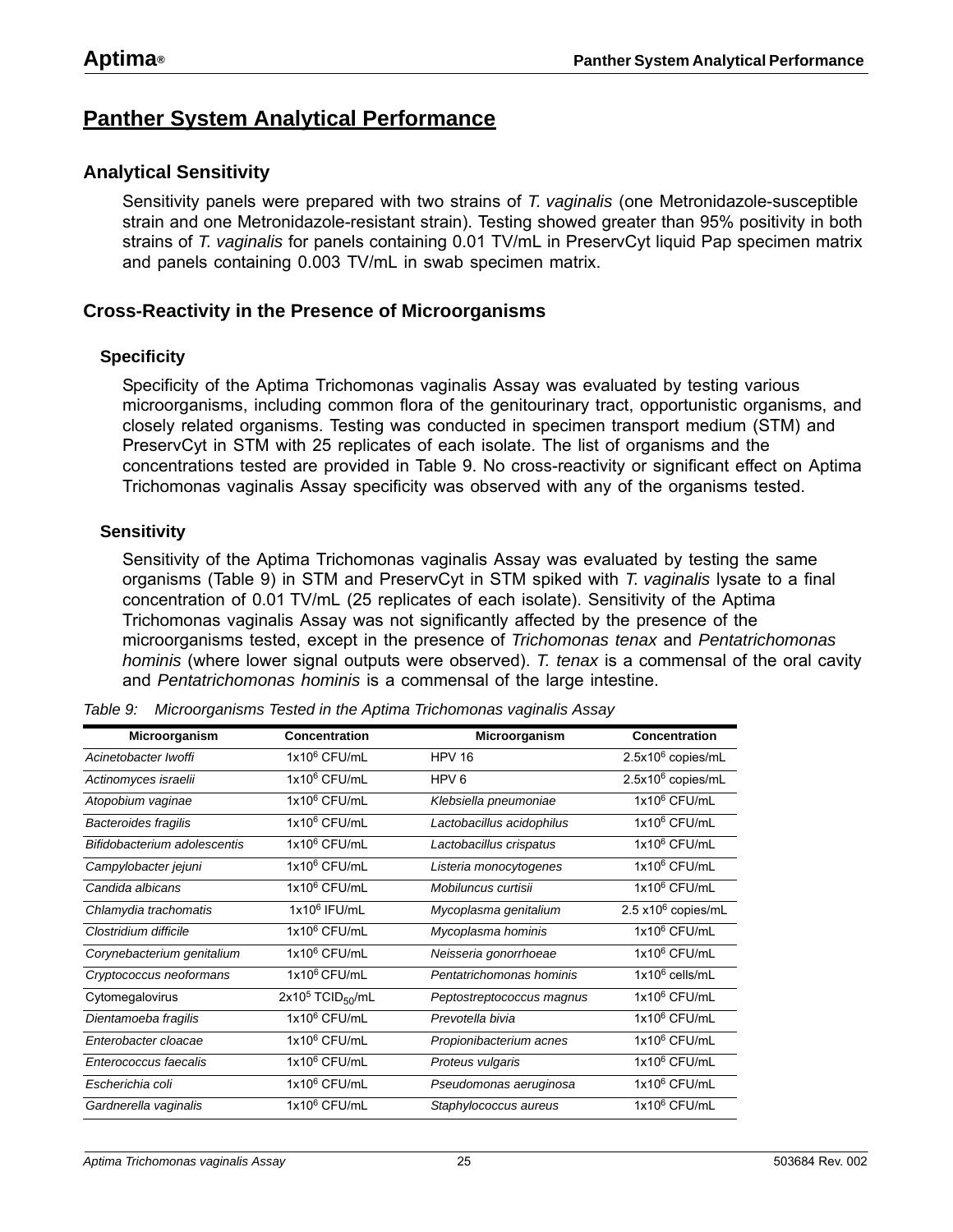# Panther System Analytical Performance

## Analytical Sensitivity

Sensitivity panels were prepared with two strains of *T. vaginalis* (one Metronidazole-susceptible strain and one Metronidazole-resistant strain). Testing showed greater than 95% positivity in both strains of *T. vaginalis* for panels containing 0.01 TV/mL in PreservCyt liquid Pap specimen matrix and panels containing 0.003 TV/mL in swab specimen matrix.

## Cross-Reactivity in the Presence of Microorganisms

### Specificity

Specificity of the Aptima Trichomonas vaginalis Assay was evaluated by testing various microorganisms, including common flora of the genitourinary tract, opportunistic organisms, and closely related organisms. Testing was conducted in specimen transport medium (STM) and PreservCyt in STM with 25 replicates of each isolate. The list of organisms and the concentrations tested are provided in Table 9. No cross-reactivity or significant effect on Aptima Trichomonas vaginalis Assay specificity was observed with any of the organisms tested.

### Sensitivity

Sensitivity of the Aptima Trichomonas vaginalis Assay was evaluated by testing the same organisms (Table 9) in STM and PreservCyt in STM spiked with *T. vaginalis* lysate to a final concentration of 0.01 TV/mL (25 replicates of each isolate). Sensitivity of the Aptima Trichomonas vaginalis Assay was not significantly affected by the presence of the microorganisms tested, except in the presence of *Trichomonas tenax* and *Pentatrichomonas hominis* (where lower signal outputs were observed). *T. tenax* is a commensal of the oral cavity and *Pentatrichomonas hominis* is a commensal of the large intestine.

*Table 9: Microorganisms Tested in the Aptima Trichomonas vaginalis Assay*

| Microorganism | Concentration | Microorganism | Concentration |
|---|---|---|---|
| *Acinetobacter Iwoffi* | $1x10^6$ CFU/mL | HPV 16 | $2.5x10^6$ copies/mL |
| *Actinomyces israelii* | $1x10^6$ CFU/mL | HPV 6 | $2.5x10^6$ copies/mL |
| *Atopobium vaginae* | $1x10^6$ CFU/mL | *Klebsiella pneumoniae* | $1x10^6$ CFU/mL |
| *Bacteroides fragilis* | $1x10^6$ CFU/mL | *Lactobacillus acidophilus* | $1x10^6$ CFU/mL |
| *Bifidobacterium adolescentis* | $1x10^6$ CFU/mL | *Lactobacillus crispatus* | $1x10^6$ CFU/mL |
| *Campylobacter jejuni* | $1x10^6$ CFU/mL | *Listeria monocytogenes* | $1x10^6$ CFU/mL |
| *Candida albicans* | $1x10^6$ CFU/mL | *Mobiluncus curtisii* | $1x10^6$ CFU/mL |
| *Chlamydia trachomatis* | $1x10^6$ IFU/mL | *Mycoplasma genitalium* | $2.5$ $x10^6$ copies/mL |
| *Clostridium difficile* | $1x10^6$ CFU/mL | *Mycoplasma hominis* | $1x10^6$ CFU/mL |
| *Corynebacterium genitalium* | $1x10^6$ CFU/mL | *Neisseria gonorrhoeae* | $1x10^6$ CFU/mL |
| *Cryptococcus neoformans* | $1x10^6$ CFU/mL | *Pentatrichomonas hominis* | $1x10^6$ cells/mL |
| Cytomegalovirus | $2x10^5$ $TCID_{50}$/mL | *Peptostreptococcus magnus* | $1x10^6$ CFU/mL |
| *Dientamoeba fragilis* | $1x10^6$ CFU/mL | *Prevotella bivia* | $1x10^6$ CFU/mL |
| *Enterobacter cloacae* | $1x10^6$ CFU/mL | *Propionibacterium acnes* | $1x10^6$ CFU/mL |
| *Enterococcus faecalis* | $1x10^6$ CFU/mL | *Proteus vulgaris* | $1x10^6$ CFU/mL |
| *Escherichia coli* | $1x10^6$ CFU/mL | *Pseudomonas aeruginosa* | $1x10^6$ CFU/mL |
| *Gardnerella vaginalis* | $1x10^6$ CFU/mL | *Staphylococcus aureus* | $1x10^6$ CFU/mL |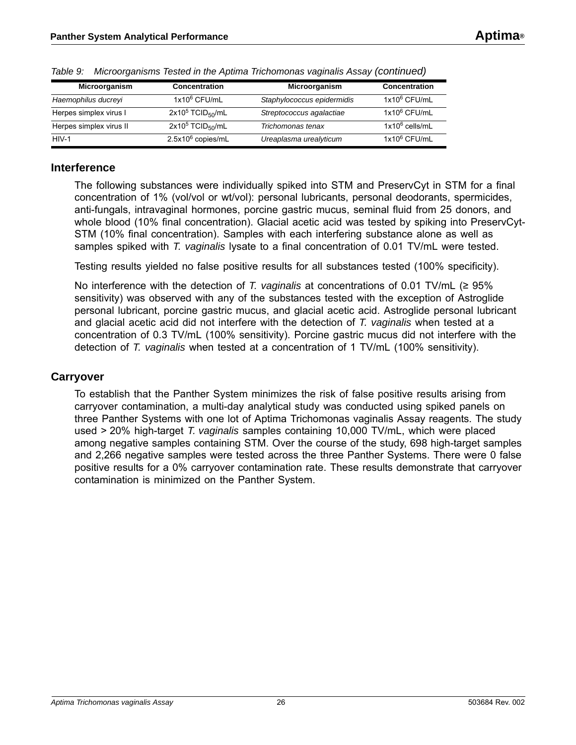Table 9: Microorganisms Tested in the Aptima Trichomonas vaginalis Assay *(continued)*

| Microorganism | Concentration | Microorganism | Concentration |
|---|---|---|---|
| *Haemophilus ducreyi* | $1x10^6$ CFU/mL | *Staphylococcus epidermidis* | $1x10^6$ CFU/mL |
| Herpes simplex virus I | $2x10^5$ $TCID_{50}$/mL | *Streptococcus agalactiae* | $1x10^6$ CFU/mL |
| Herpes simplex virus II | $2x10^5$ $TCID_{50}$/mL | *Trichomonas tenax* | $1x10^6$ cells/mL |
| HIV-1 | $2.5x10^6$ copies/mL | *Ureaplasma urealyticum* | $1x10^6$ CFU/mL |

## Interference

The following substances were individually spiked into STM and PreservCyt in STM for a final concentration of 1% (vol/vol or wt/vol): personal lubricants, personal deodorants, spermicides, anti-fungals, intravaginal hormones, porcine gastric mucus, seminal fluid from 25 donors, and whole blood (10% final concentration). Glacial acetic acid was tested by spiking into PreservCyt-STM (10% final concentration). Samples with each interfering substance alone as well as samples spiked with *T. vaginalis* lysate to a final concentration of 0.01 TV/mL were tested.

Testing results yielded no false positive results for all substances tested (100% specificity).

No interference with the detection of *T. vaginalis* at concentrations of 0.01 TV/mL (≥ 95% sensitivity) was observed with any of the substances tested with the exception of Astroglide personal lubricant, porcine gastric mucus, and glacial acetic acid. Astroglide personal lubricant and glacial acetic acid did not interfere with the detection of *T. vaginalis* when tested at a concentration of 0.3 TV/mL (100% sensitivity). Porcine gastric mucus did not interfere with the detection of *T. vaginalis* when tested at a concentration of 1 TV/mL (100% sensitivity).

## Carryover

To establish that the Panther System minimizes the risk of false positive results arising from carryover contamination, a multi-day analytical study was conducted using spiked panels on three Panther Systems with one lot of Aptima Trichomonas vaginalis Assay reagents. The study used > 20% high-target *T. vaginalis* samples containing 10,000 TV/mL, which were placed among negative samples containing STM. Over the course of the study, 698 high-target samples and 2,266 negative samples were tested across the three Panther Systems. There were 0 false positive results for a 0% carryover contamination rate. These results demonstrate that carryover contamination is minimized on the Panther System.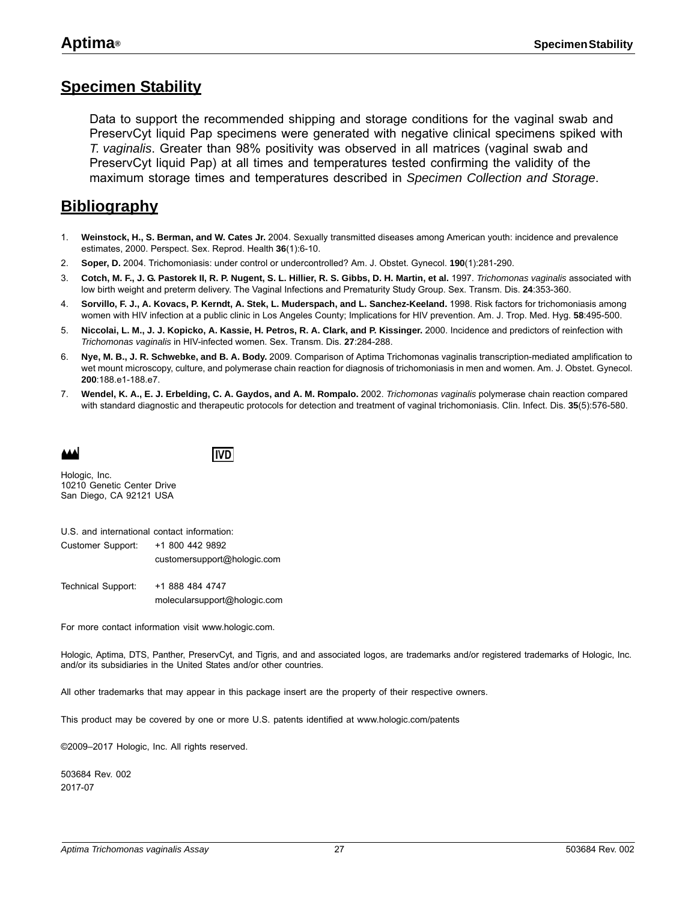## Specimen Stability

Data to support the recommended shipping and storage conditions for the vaginal swab and PreservCyt liquid Pap specimens were generated with negative clinical specimens spiked with *T. vaginalis*. Greater than 98% positivity was observed in all matrices (vaginal swab and PreservCyt liquid Pap) at all times and temperatures tested confirming the validity of the maximum storage times and temperatures described in *Specimen Collection and Storage*.

## Bibliography

1. **Weinstock, H., S. Berman, and W. Cates Jr.** 2004. Sexually transmitted diseases among American youth: incidence and prevalence estimates, 2000. Perspect. Sex. Reprod. Health **36**(1):6-10.
2. **Soper, D.** 2004. Trichomoniasis: under control or undercontrolled? Am. J. Obstet. Gynecol. **190**(1):281-290.
3. **Cotch, M. F., J. G. Pastorek II, R. P. Nugent, S. L. Hillier, R. S. Gibbs, D. H. Martin, et al.** 1997. *Trichomonas vaginalis* associated with low birth weight and preterm delivery. The Vaginal Infections and Prematurity Study Group. Sex. Transm. Dis. **24**:353-360.
4. **Sorvillo, F. J., A. Kovacs, P. Kerndt, A. Stek, L. Muderspach, and L. Sanchez-Keeland.** 1998. Risk factors for trichomoniasis among women with HIV infection at a public clinic in Los Angeles County; Implications for HIV prevention. Am. J. Trop. Med. Hyg. **58**:495-500.
5. **Niccolai, L. M., J. J. Kopicko, A. Kassie, H. Petros, R. A. Clark, and P. Kissinger.** 2000. Incidence and predictors of reinfection with *Trichomonas vaginalis* in HIV-infected women. Sex. Transm. Dis. **27**:284-288.
6. **Nye, M. B., J. R. Schwebke, and B. A. Body.** 2009. Comparison of Aptima Trichomonas vaginalis transcription-mediated amplification to wet mount microscopy, culture, and polymerase chain reaction for diagnosis of trichomoniasis in men and women. Am. J. Obstet. Gynecol. **200**:188.e1-188.e7.
7. **Wendel, K. A., E. J. Erbelding, C. A. Gaydos, and A. M. Rompalo.** 2002. *Trichomonas vaginalis* polymerase chain reaction compared with standard diagnostic and therapeutic protocols for detection and treatment of vaginal trichomoniasis. Clin. Infect. Dis. **35**(5):576-580.

IVD

Hologic, Inc.
10210 Genetic Center Drive
San Diego, CA 92121 USA

U.S. and international contact information:

Customer Support: +1 800 442 9892
customersupport@hologic.com

Technical Support: +1 888 484 4747
molecularsupport@hologic.com

For more contact information visit www.hologic.com.

Hologic, Aptima, DTS, Panther, PreservCyt, and Tigris, and and associated logos, are trademarks and/or registered trademarks of Hologic, Inc. and/or its subsidiaries in the United States and/or other countries.

All other trademarks that may appear in this package insert are the property of their respective owners.

This product may be covered by one or more U.S. patents identified at www.hologic.com/patents

©2009–2017 Hologic, Inc. All rights reserved.

503684 Rev. 002
2017-07